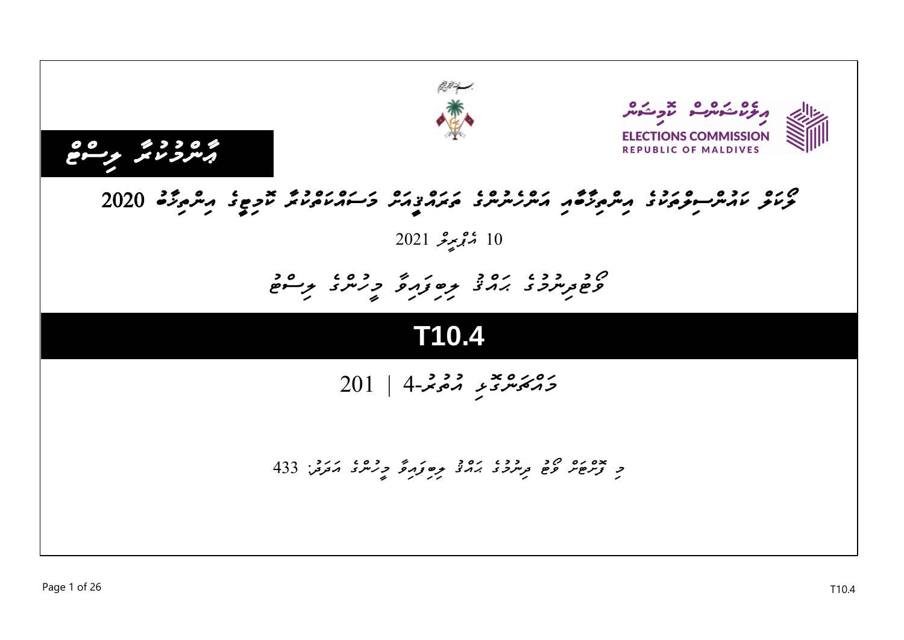ELECTIONS COMMISSION
REPUBLIC OF MALDIVES

އިންތިޚާބާތު ކޮމިޝަން

# އާންމުކުރާ ލިސްޓް

## ލޯކަލް ކައުންސިލްތަކުގެ އިންތިޚާބާއި އަންހެނުންގެ ތަރައްޤީއަށް މަސައްކަތްކުރާ ކޮމިޓީގެ އިންތިޚާބު 2020

10 އެޕްރީލް 2021

## ވޯޓުދިނުމުގެ ހައްޤު ލިބިފައިވާ މީހުންގެ ލިސްޓު

# T10.4

## މައްސަންދޫ އުތުރު-4 | 201

މި ފޯރމްގައި ވޯޓު ދިނުމުގެ ހައްޤު ލިބިފައިވާ މީހުންގެ އަދަދު: 433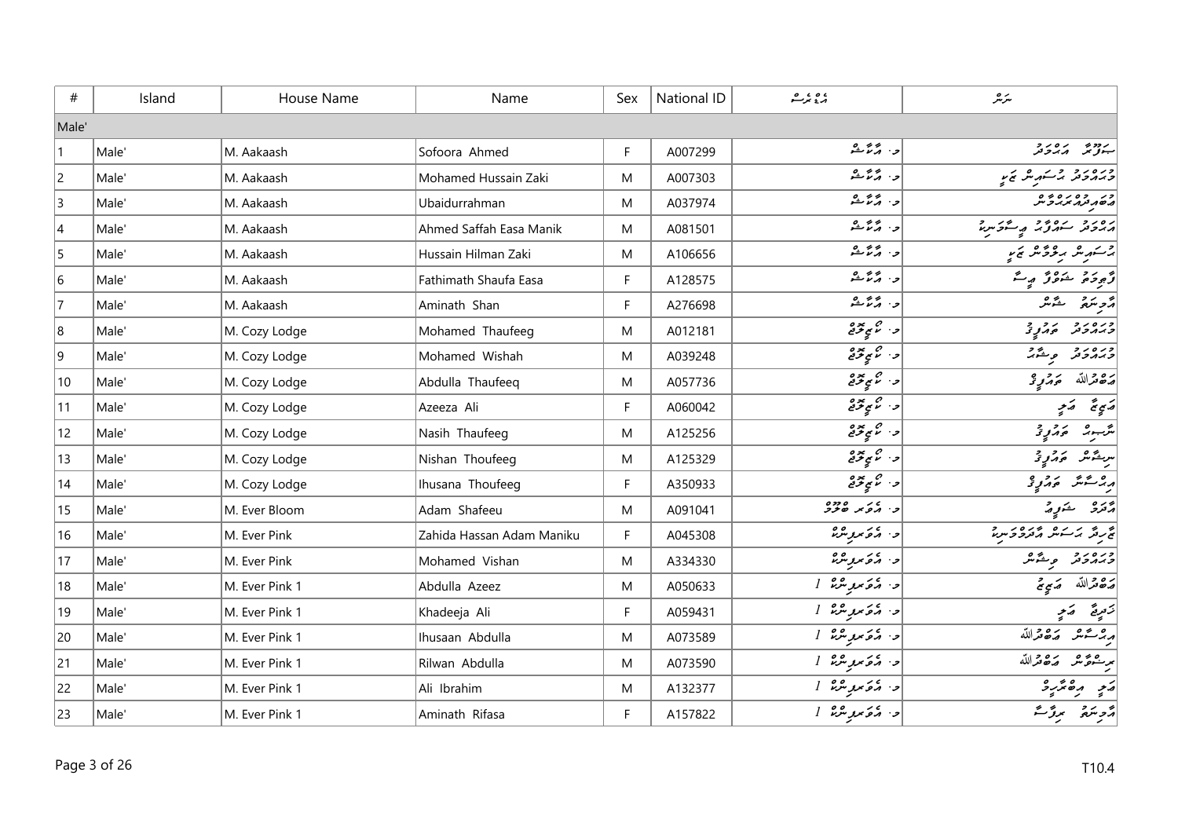| # | Island | House Name | Name | Sex | National ID | ގެއްގެ ނަން | ނަން |
|---|---|---|---|---|---|---|---|
| Male' | | | | | | | |
| 1 | Male' | M. Aakaash | Sofoora Ahmed | F | A007299 | މ. އާކާށް | ސޫފޫރާ އަހްމަދު |
| 2 | Male' | M. Aakaash | Mohamed Hussain Zaki | M | A007303 | މ. އާކާށް | މުހައްމަދު ހުސައިން ޒަކީ |
| 3 | Male' | M. Aakaash | Ubaidurrahman | M | A037974 | މ. އާކާށް | އުބައިދުއްރަޙްމާން |
| 4 | Male' | M. Aakaash | Ahmed Saffah Easa Manik | M | A081501 | މ. އާކާށް | އަޙްމަދު ސައްފާޙް ޢީސާމަނިކު |
| 5 | Male' | M. Aakaash | Hussain Hilman Zaki | M | A106656 | މ. އާކާށް | ހުސައިން ހިލްމާން ޒަކީ |
| 6 | Male' | M. Aakaash | Fathimath Shaufa Easa | F | A128575 | މ. އާކާށް | ފާތިމަތު ޝައުފާ ޢީސާ |
| 7 | Male' | M. Aakaash | Aminath Shan | F | A276698 | މ. އާކާށް | އާމިނަތު ޝާން |
| 8 | Male' | M. Cozy Lodge | Mohamed Thaufeeg | M | A012181 | މ. ކޯޒީލޮޖް | މުހައްމަދު ތައުފީގު |
| 9 | Male' | M. Cozy Lodge | Mohamed Wishah | M | A039248 | މ. ކޯޒީލޮޖް | މުހައްމަދު ވިޝާހު |
| 10 | Male' | M. Cozy Lodge | Abdulla Thaufeeq | M | A057736 | މ. ކޯޒީލޮޖް | އަބްދުﷲ ތައުފީޤް |
| 11 | Male' | M. Cozy Lodge | Azeeza Ali | F | A060042 | މ. ކޯޒީލޮޖް | ޢަޒީޒާ ޢަލީ |
| 12 | Male' | M. Cozy Lodge | Nasih Thaufeeg | M | A125256 | މ. ކޯޒީލޮޖް | ނާސިހު ތައުފީގު |
| 13 | Male' | M. Cozy Lodge | Nishan Thoufeeg | M | A125329 | މ. ކޯޒީލޮޖް | ނިޝާން ތައުފީގު |
| 14 | Male' | M. Cozy Lodge | Ihusana Thoufeeg | F | A350933 | މ. ކޯޒީލޮޖް | އިހުސާނާ ތައުފީގު |
| 15 | Male' | M. Ever Bloom | Adam Shafeeu | M | A091041 | މ. އެވަރ ބްލޫމް | އާދަމް ޝަފީޢު |
| 16 | Male' | M. Ever Pink | Zahida Hassan Adam Maniku | F | A045308 | މ. އެވަރޕިންކް | ޒާހިދާ ހަސަން އާދަމްމަނިކު |
| 17 | Male' | M. Ever Pink | Mohamed Vishan | M | A334330 | މ. އެވަރޕިންކް | މުހައްމަދު ވިޝާން |
| 18 | Male' | M. Ever Pink 1 | Abdulla Azeez | M | A050633 | މ. އެވަރޕިންކް 1 | އަބްދުﷲ ޢަޒީޒު |
| 19 | Male' | M. Ever Pink 1 | Khadeeja Ali | F | A059431 | މ. އެވަރޕިންކް 1 | ޚަދީޖާ ޢަލީ |
| 20 | Male' | M. Ever Pink 1 | Ihusaan Abdulla | M | A073589 | މ. އެވަރޕިންކް 1 | އިޙުސާން އަބްދުﷲ |
| 21 | Male' | M. Ever Pink 1 | Rilwan Abdulla | M | A073590 | މ. އެވަރޕިންކް 1 | ރިލްވާން އަބްދުﷲ |
| 22 | Male' | M. Ever Pink 1 | Ali Ibrahim | M | A132377 | މ. އެވަރޕިންކް 1 | ޢަލީ އިބްރާހީމް |
| 23 | Male' | M. Ever Pink 1 | Aminath Rifasa | F | A157822 | މ. އެވަރޕިންކް 1 | އާމިނަތު ރިފާސާ |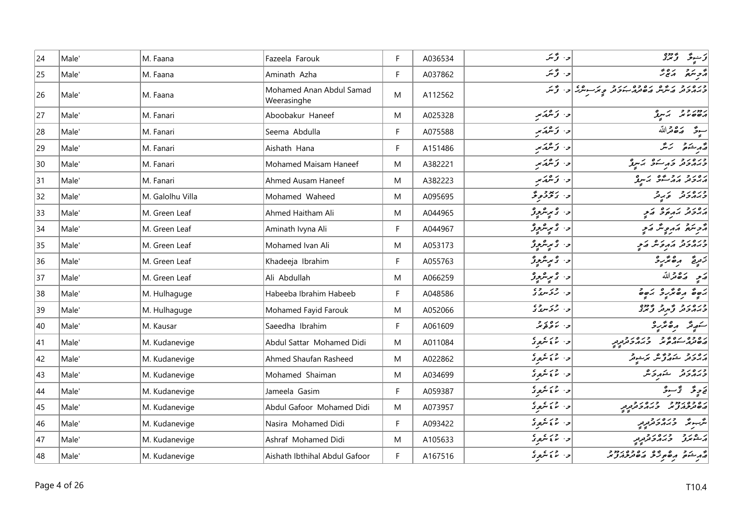| 24 | Male' | M. Faana | Fazeela Farouk | F | A036534 | މ. ފާނަ | ފަޒީލާ ފާރޫޤު |
|---|---|---|---|---|---|---|---|
| 25 | Male' | M. Faana | Aminath Azha | F | A037862 | މ. ފާނަ | އާމިނަތު އަޒްހާ |
| 26 | Male' | M. Faana | Mohamed Anan Abdul Samad Weerasinghe | M | A112562 | މ. ފާނަ | މުޙައްމަދު އަނާން އަބްދުއްޞަމަދު ވީރަސިންހ |
| 27 | Male' | M. Fanari | Aboobakur Haneef | M | A025328 | މ. ފަނަރި | އަބޫބަކުރު ޙަނީފު |
| 28 | Male' | M. Fanari | Seema Abdulla | F | A075588 | މ. ފަނަރި | ސީމާ އަބްދުﷲ |
| 29 | Male' | M. Fanari | Aishath Hana | F | A151486 | މ. ފަނަރި | އާއިޝަތު ހަނާ |
| 30 | Male' | M. Fanari | Mohamed Maisam Haneef | M | A382221 | މ. ފަނަރި | މުޙައްމަދު މައިސަމް ޙަނީފު |
| 31 | Male' | M. Fanari | Ahmed Ausam Haneef | M | A382223 | މ. ފަނަރި | އަޙްމަދު އައުސަމް ޙަނީފު |
| 32 | Male' | M. Galolhu Villa | Mohamed Waheed | M | A095695 | މ. ގަލޮޅުވިލާ | މުޙައްމަދު ވަޙީދު |
| 33 | Male' | M. Green Leaf | Ahmed Haitham Ali | M | A044965 | މ. ގްރީންލީފް | އަޙްމަދު ހައިޘަމް އަލި |
| 34 | Male' | M. Green Leaf | Aminath Ivyna Ali | F | A044967 | މ. ގްރީންލީފް | އާމިނަތު އައިވީނާ އަލި |
| 35 | Male' | M. Green Leaf | Mohamed Ivan Ali | M | A053173 | މ. ގްރީންލީފް | މުޙައްމަދު އައިވަން އަލި |
| 36 | Male' | M. Green Leaf | Khadeeja Ibrahim | F | A055763 | މ. ގްރީންލީފް | ޚަދީޖާ އިބްރާހީމް |
| 37 | Male' | M. Green Leaf | Ali Abdullah | M | A066259 | މ. ގްރީންލީފް | އަލި އަބްދުﷲ |
| 38 | Male' | M. Hulhaguge | Habeeba Ibrahim Habeeb | F | A048586 | މ. ހުޅަގުގެ | ހަބީބާ އިބްރާހީމް ހަބީބު |
| 39 | Male' | M. Hulhaguge | Mohamed Fayid Farouk | M | A052066 | މ. ހުޅަގުގެ | މުޙައްމަދު ފާއިދު ފާރޫޤު |
| 40 | Male' | M. Kausar | Saeedha Ibrahim | F | A061609 | މ. ކައުސަރ | ސަޢީދާ އިބްރާހީމް |
| 41 | Male' | M. Kudanevige | Abdul Sattar Mohamed Didi | M | A011084 | މ. ކުޑަނެވިގެ | އަބްދުއްސައްތާރު މުޙައްމަދުދީދީ |
| 42 | Male' | M. Kudanevige | Ahmed Shaufan Rasheed | M | A022862 | މ. ކުޑަނެވިގެ | އަޙްމަދު ޝައުފާން ރަޝީދު |
| 43 | Male' | M. Kudanevige | Mohamed Shaiman | M | A034699 | މ. ކުޑަނެވިގެ | މުޙައްމަދު ޝައިމަން |
| 44 | Male' | M. Kudanevige | Jameela Gasim | F | A059387 | މ. ކުޑަނެވިގެ | ޖަމީލާ ޤާސިމް |
| 45 | Male' | M. Kudanevige | Abdul Gafoor Mohamed Didi | M | A073957 | މ. ކުޑަނެވިގެ | އަބްދުލްޣަފޫރު މުޙައްމަދުދީދީ |
| 46 | Male' | M. Kudanevige | Nasira Mohamed Didi | F | A093422 | މ. ކުޑަނެވިގެ | ނާޞިރާ މުޙައްމަދުދީދީ |
| 47 | Male' | M. Kudanevige | Ashraf Mohamed Didi | M | A105633 | މ. ކުޑަނެވިގެ | އަޝްރަފް މުޙައްމަދުދީދީ |
| 48 | Male' | M. Kudanevige | Aishath Ibthihal Abdul Gafoor | F | A167516 | މ. ކުޑަނެވިގެ | އާއިޝަތު އިބްތިހާލް އަބްދުލްޣަފޫރު |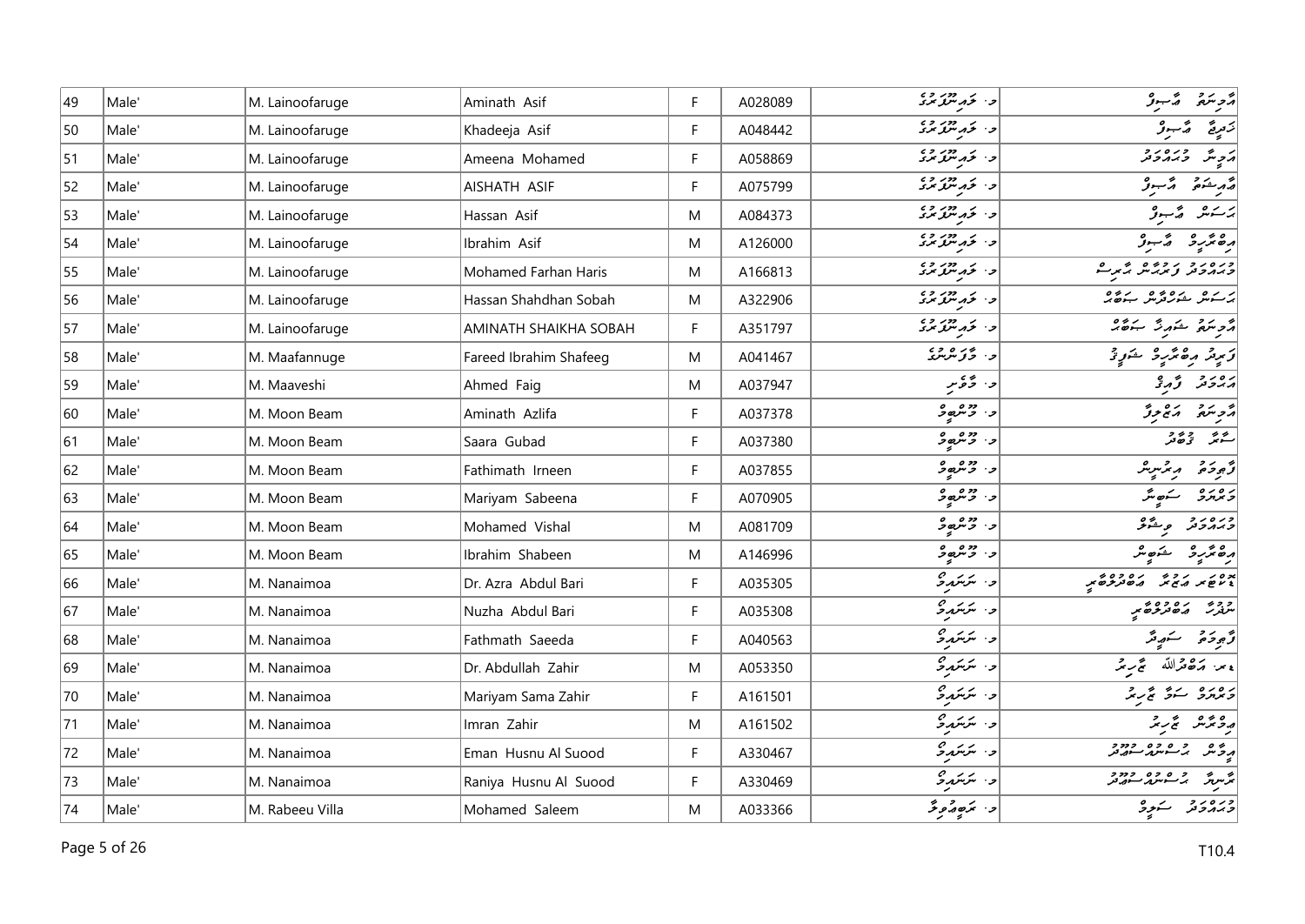| 49 | Male' | M. Lainoofaruge | Aminath Asif | F | A028089 | މ. ލައިނޫފަރުގެ | އާމިނަތު އާސިފު |
|---|---|---|---|---|---|---|---|
| 50 | Male' | M. Lainoofaruge | Khadeeja Asif | F | A048442 | މ. ލައިނޫފަރުގެ | ޚަދީޖާ އާސިފު |
| 51 | Male' | M. Lainoofaruge | Ameena Mohamed | F | A058869 | މ. ލައިނޫފަރުގެ | އަމީނާ މުހައްމަދު |
| 52 | Male' | M. Lainoofaruge | AISHATH ASIF | F | A075799 | މ. ލައިނޫފަރުގެ | އާއިޝަތު އާސިފު |
| 53 | Male' | M. Lainoofaruge | Hassan Asif | M | A084373 | މ. ލައިނޫފަރުގެ | ހަސަން އާސިފު |
| 54 | Male' | M. Lainoofaruge | Ibrahim Asif | M | A126000 | މ. ލައިނޫފަރުގެ | އިބްރާހީމް އާސިފު |
| 55 | Male' | M. Lainoofaruge | Mohamed Farhan Haris | M | A166813 | މ. ލައިނޫފަރުގެ | މުހައްމަދު ފަރުހާން ހާރިސް |
| 56 | Male' | M. Lainoofaruge | Hassan Shahdhan Sobah | M | A322906 | މ. ލައިނޫފަރުގެ | ހަސަން ޝަހްދާން ސަބާހް |
| 57 | Male' | M. Lainoofaruge | AMINATH SHAIKHA SOBAH | F | A351797 | މ. ލައިނޫފަރުގެ | އާމިނަތު ޝައިޚާ ސަބާހް |
| 58 | Male' | M. Maafannuge | Fareed Ibrahim Shafeeg | M | A041467 | މ. މާފަންނުގެ | ފަރީދު އިބްރާހީމް ޝަފީގު |
| 59 | Male' | M. Maaveshi | Ahmed Faig | M | A037947 | މ. މާވެށި | އަޙްމަދު ފާއިގު |
| 60 | Male' | M. Moon Beam | Aminath Azlifa | F | A037378 | މ. މޫންބީމް | އާމިނަތު އަޒްލިފާ |
| 61 | Male' | M. Moon Beam | Saara Gubad | F | A037380 | މ. މޫންބީމް | ސާރާ ގުބާދު |
| 62 | Male' | M. Moon Beam | Fathimath Irneen | F | A037855 | މ. މޫންބީމް | ފާތިމަތު އިރްނީން |
| 63 | Male' | M. Moon Beam | Mariyam Sabeena | F | A070905 | މ. މޫންބީމް | މަރިޔަމް ސަބީނާ |
| 64 | Male' | M. Moon Beam | Mohamed Vishal | M | A081709 | މ. މޫންބީމް | މުހައްމަދު ވިޝާލް |
| 65 | Male' | M. Moon Beam | Ibrahim Shabeen | M | A146996 | މ. މޫންބީމް | އިބްރާހީމް ޝަބީން |
| 66 | Male' | M. Nanaimoa | Dr. Azra Abdul Bari | F | A035305 | މ. ނަނައިމޯ | ޑރ. އަޒްރާ އަބްދުލްބާރީ |
| 67 | Male' | M. Nanaimoa | Nuzha Abdul Bari | F | A035308 | މ. ނަނައިމޯ | ނުޒްހާ އަބްދުލްބާރީ |
| 68 | Male' | M. Nanaimoa | Fathmath Saeeda | F | A040563 | މ. ނަނައިމޯ | ފާތިމަތު ސަޢީދާ |
| 69 | Male' | M. Nanaimoa | Dr. Abdullah Zahir | M | A053350 | މ. ނަނައިމޯ | ޑރ. އަބްދުﷲ ޒާހިރު |
| 70 | Male' | M. Nanaimoa | Mariyam Sama Zahir | F | A161501 | މ. ނަނައިމޯ | މަރިޔަމް ސަމާ ޒާހިރު |
| 71 | Male' | M. Nanaimoa | Imran Zahir | M | A161502 | މ. ނަނައިމޯ | އިމްރާން ޒާހިރު |
| 72 | Male' | M. Nanaimoa | Eman Husnu Al Suood | F | A330467 | މ. ނަނައިމޯ | އީމާން ހުސްނުއަލްސުޢޫދު |
| 73 | Male' | M. Nanaimoa | Raniya Husnu Al Suood | F | A330469 | މ. ނަނައިމޯ | ރާނިޔާ ހުސްނުއަލްސުޢޫދު |
| 74 | Male' | M. Rabeeu Villa | Mohamed Saleem | M | A033366 | މ. ރަބީޢުވިލާ | މުހައްމަދު ސަލީމް |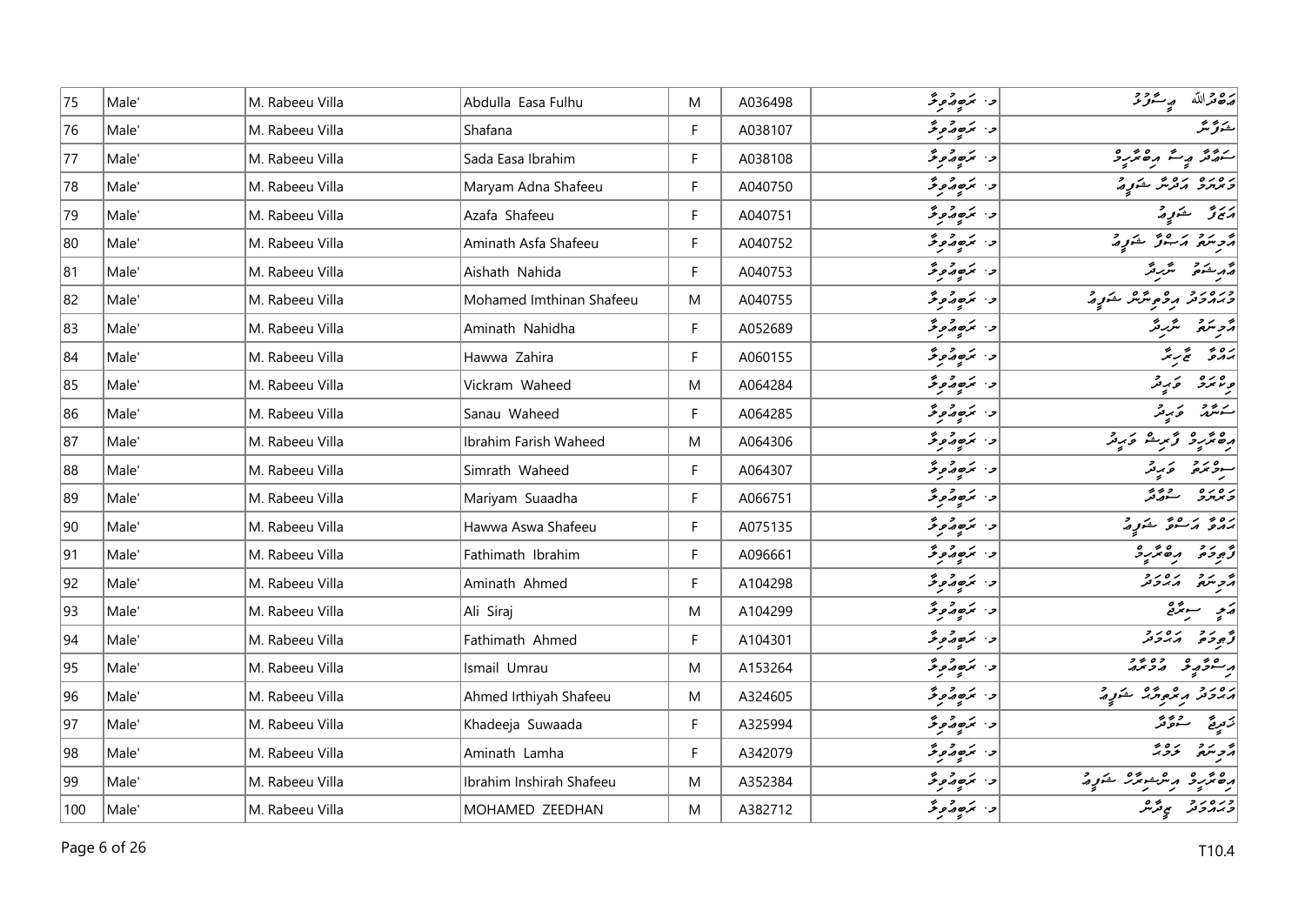| 75 | Male' | M. Rabeeu Villa | Abdulla Easa Fulhu | M | A036498 | މ. ރަބީޢުވިލާ | އަބްދުﷲ އީސާފުޅު |
|---|---|---|---|---|---|---|---|
| 76 | Male' | M. Rabeeu Villa | Shafana | F | A038107 | މ. ރަބީޢުވިލާ | ޝަފާނާ |
| 77 | Male' | M. Rabeeu Villa | Sada Easa Ibrahim | F | A038108 | މ. ރަބީޢުވިލާ | ސަޢުދާ އީސާ އިބްރާހީމް |
| 78 | Male' | M. Rabeeu Villa | Maryam Adna Shafeeu | F | A040750 | މ. ރަބީޢުވިލާ | މަރްޔަމް އަދްނާ ޝަފީޢު |
| 79 | Male' | M. Rabeeu Villa | Azafa Shafeeu | F | A040751 | މ. ރަބީޢުވިލާ | އަޒަފާ ޝަފީޢު |
| 80 | Male' | M. Rabeeu Villa | Aminath Asfa Shafeeu | F | A040752 | މ. ރަބީޢުވިލާ | އާމިނަތު އަސްފާ ޝަފީޢު |
| 81 | Male' | M. Rabeeu Villa | Aishath Nahida | F | A040753 | މ. ރަބީޢުވިލާ | ޢާއިޝަތު ނާހިދާ |
| 82 | Male' | M. Rabeeu Villa | Mohamed Imthinan Shafeeu | M | A040755 | މ. ރަބީޢުވިލާ | މުޙައްމަދު އިމްތިނާން ޝަފީޢު |
| 83 | Male' | M. Rabeeu Villa | Aminath Nahidha | F | A052689 | މ. ރަބީޢުވިލާ | އާމިނަތު ނާހިދާ |
| 84 | Male' | M. Rabeeu Villa | Hawwa Zahira | F | A060155 | މ. ރަބީޢުވިލާ | ހައްވާ ޒާހިރާ |
| 85 | Male' | M. Rabeeu Villa | Vickram Waheed | M | A064284 | މ. ރަބީޢުވިލާ | ވިކްރަމް ވަހީދު |
| 86 | Male' | M. Rabeeu Villa | Sanau Waheed | F | A064285 | މ. ރަބީޢުވިލާ | ސަނާއު ވަހީދު |
| 87 | Male' | M. Rabeeu Villa | Ibrahim Farish Waheed | M | A064306 | މ. ރަބީޢުވިލާ | އިބްރާހީމް ފާރިޝް ވަހީދު |
| 88 | Male' | M. Rabeeu Villa | Simrath Waheed | F | A064307 | މ. ރަބީޢުވިލާ | ސިމްރަތު ވަހީދު |
| 89 | Male' | M. Rabeeu Villa | Mariyam Suaadha | F | A066751 | މ. ރަބީޢުވިލާ | މަރިޔަމް ސުޢާދާ |
| 90 | Male' | M. Rabeeu Villa | Hawwa Aswa Shafeeu | F | A075135 | މ. ރަބީޢުވިލާ | ހައްވާ އަސްވާ ޝަފީޢު |
| 91 | Male' | M. Rabeeu Villa | Fathimath Ibrahim | F | A096661 | މ. ރަބީޢުވިލާ | ފާތިމަތު އިބްރާހީމް |
| 92 | Male' | M. Rabeeu Villa | Aminath Ahmed | F | A104298 | މ. ރަބީޢުވިލާ | އާމިނަތު އަހްމަދު |
| 93 | Male' | M. Rabeeu Villa | Ali Siraj | M | A104299 | މ. ރަބީޢުވިލާ | އަލި ސިރާޖު |
| 94 | Male' | M. Rabeeu Villa | Fathimath Ahmed | F | A104301 | މ. ރަބީޢުވިލާ | ފާތިމަތު އަހްމަދު |
| 95 | Male' | M. Rabeeu Villa | Ismail Umrau | M | A153264 | މ. ރަބީޢުވިލާ | އިސްމާއިލް އުމްރާއު |
| 96 | Male' | M. Rabeeu Villa | Ahmed Irthiyah Shafeeu | M | A324605 | މ. ރަބީޢުވިލާ | އަހްމަދު އިރުތިޔާހް ޝަފީޢު |
| 97 | Male' | M. Rabeeu Villa | Khadeeja Suwaada | F | A325994 | މ. ރަބީޢުވިލާ | ޚަދީޖާ ސުވާދާ |
| 98 | Male' | M. Rabeeu Villa | Aminath Lamha | F | A342079 | މ. ރަބީޢުވިލާ | އާމިނަތު ލަމްހާ |
| 99 | Male' | M. Rabeeu Villa | Ibrahim Inshirah Shafeeu | M | A352384 | މ. ރަބީޢުވިލާ | އިބްރާހީމް އިންޝިރާހް ޝަފީޢު |
| 100 | Male' | M. Rabeeu Villa | MOHAMED ZEEDHAN | M | A382712 | މ. ރަބީޢުވިލާ | މުޙައްމަދު ޒީދާން |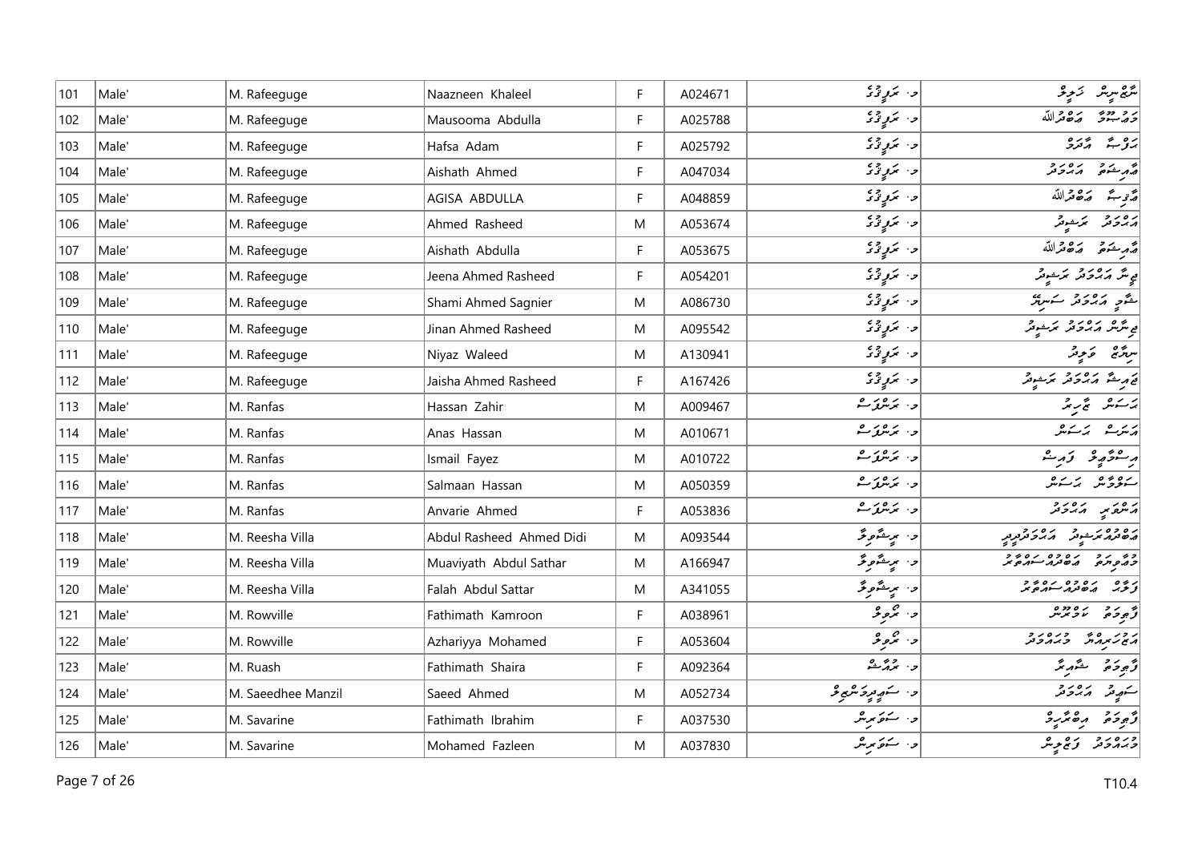| 101 | Male' | M. Rafeeguge | Naazneen Khaleel | F | A024671 | މ. ރަފީގުގެ | ނާޒްނީން ޚަލީލް |
|---|---|---|---|---|---|---|---|
| 102 | Male' | M. Rafeeguge | Mausooma Abdulla | F | A025788 | މ. ރަފީގުގެ | މައުސޫމާ އަބްދުﷲ |
| 103 | Male' | M. Rafeeguge | Hafsa Adam | F | A025792 | މ. ރަފީގުގެ | ހަފްސާ އާދަމް |
| 104 | Male' | M. Rafeeguge | Aishath Ahmed | F | A047034 | މ. ރަފީގުގެ | އާއިޝަތު އަހްމަދު |
| 105 | Male' | M. Rafeeguge | AGISA ABDULLA | F | A048859 | މ. ރަފީގުގެ | އާގިސާ އަބްދުﷲ |
| 106 | Male' | M. Rafeeguge | Ahmed Rasheed | M | A053674 | މ. ރަފީގުގެ | އަހްމަދު ރަޝީދު |
| 107 | Male' | M. Rafeeguge | Aishath Abdulla | F | A053675 | މ. ރަފީގުގެ | އާއިޝަތު އަބްދުﷲ |
| 108 | Male' | M. Rafeeguge | Jeena Ahmed Rasheed | F | A054201 | މ. ރަފީގުގެ | ޖީނާ އަހްމަދު ރަޝީދު |
| 109 | Male' | M. Rafeeguge | Shami Ahmed Sagnier | M | A086730 | މ. ރަފީގުގެ | ޝާމީ އަހްމަދު ސަނިއަރ |
| 110 | Male' | M. Rafeeguge | Jinan Ahmed Rasheed | M | A095542 | މ. ރަފީގުގެ | ޖިނާން އަހްމަދު ރަޝީދު |
| 111 | Male' | M. Rafeeguge | Niyaz Waleed | M | A130941 | މ. ރަފީގުގެ | ނިޔާޒް ވަލީދު |
| 112 | Male' | M. Rafeeguge | Jaisha Ahmed Rasheed | F | A167426 | މ. ރަފީގުގެ | ޖައިޝާ އަހްމަދު ރަޝީދު |
| 113 | Male' | M. Ranfas | Hassan Zahir | M | A009467 | މ. ރަންފަސް | ހަސަން ޒާހިރު |
| 114 | Male' | M. Ranfas | Anas Hassan | M | A010671 | މ. ރަންފަސް | އަނަސް ހަސަން |
| 115 | Male' | M. Ranfas | Ismail Fayez | M | A010722 | މ. ރަންފަސް | އިސްމާއީލް ފައިޒު |
| 116 | Male' | M. Ranfas | Salmaan Hassan | M | A050359 | މ. ރަންފަސް | ސަލްމާން ހަސަން |
| 117 | Male' | M. Ranfas | Anvarie Ahmed | F | A053836 | މ. ރަންފަސް | އަންވަރީ އަހްމަދު |
| 118 | Male' | M. Reesha Villa | Abdul Rasheed Ahmed Didi | M | A093544 | މ. ރީޝާވިލާ | އަބްދުއްރަޝީދު އަހްމަދުދީދީ |
| 119 | Male' | M. Reesha Villa | Muaviyath Abdul Sathar | M | A166947 | މ. ރީޝާވިލާ | މުއާވިޔަތު އަބްދުއްސައްތާރު |
| 120 | Male' | M. Reesha Villa | Falah Abdul Sattar | M | A341055 | މ. ރީޝާވިލާ | ފަލާހް އަބްދުއްސައްތާރު |
| 121 | Male' | M. Rowville | Fathimath Kamroon | F | A038961 | މ. ރޮވިލް | ފާތިމަތު ކަމްރޫން |
| 122 | Male' | M. Rowville | Azhariyya Mohamed | F | A053604 | މ. ރޮވިލް | އަޒްހަރިއްޔާ މުޙައްމަދު |
| 123 | Male' | M. Ruash | Fathimath Shaira | F | A092364 | މ. ރުއާޝް | ފާތިމަތު ޝާއިރާ |
| 124 | Male' | M. Saeedhee Manzil | Saeed Ahmed | M | A052734 | މ. ސައީދީމަންޒިލް | ސަޢީދު އަހްމަދު |
| 125 | Male' | M. Savarine | Fathimath Ibrahim | F | A037530 | މ. ސަވަރިން | ފާތިމަތު އިބްރާހިމް |
| 126 | Male' | M. Savarine | Mohamed Fazleen | M | A037830 | މ. ސަވަރިން | މުޙައްމަދު ފަޟްލީން |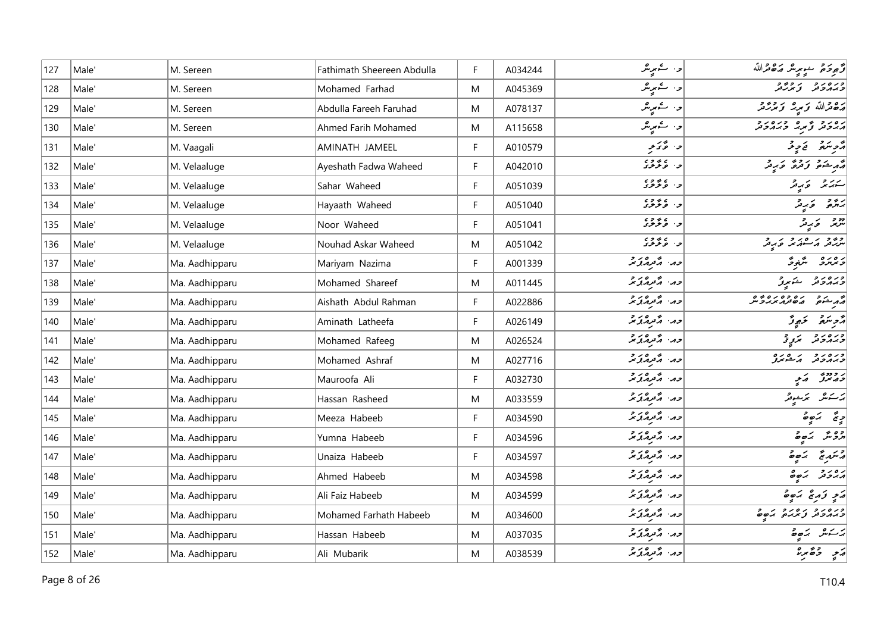| 127 | Male' | M. Sereen | Fathimath Sheereen Abdulla | F | A034244 | މ. ސެރީން | ފާތިމަތު ޝީރީން އަބްދުﷲ |
|---|---|---|---|---|---|---|---|
| 128 | Male' | M. Sereen | Mohamed Farhad | M | A045369 | މ. ސެރީން | މުހައްމަދު ފަރުހާދު |
| 129 | Male' | M. Sereen | Abdulla Fareeh Faruhad | M | A078137 | މ. ސެރީން | އަބްދުﷲ ފަރީހު ފަރުހާދު |
| 130 | Male' | M. Sereen | Ahmed Farih Mohamed | M | A115658 | މ. ސެރީން | އަހުމަދު ފާރިހު މުހައްމަދު |
| 131 | Male' | M. Vaagali | AMINATH JAMEEL | F | A010579 | މ. ވާގަލި | އާމިނަތު ޖަމީލު |
| 132 | Male' | M. Velaaluge | Ayeshath Fadwa Waheed | F | A042010 | މ. ވެލާލުގެ | އާއިޝަތު ފަދުވާ ވަހީދު |
| 133 | Male' | M. Velaaluge | Sahar Waheed | F | A051039 | މ. ވެލާލުގެ | ސަހަރު ވަހީދު |
| 134 | Male' | M. Velaaluge | Hayaath Waheed | F | A051040 | މ. ވެލާލުގެ | ހަޔާތު ވަހީދު |
| 135 | Male' | M. Velaaluge | Noor Waheed | F | A051041 | މ. ވެލާލުގެ | ނޫރު ވަހީދު |
| 136 | Male' | M. Velaaluge | Nouhad Askar Waheed | M | A051042 | މ. ވެލާލުގެ | ނުހާދު އަސްކަރު ވަހީދު |
| 137 | Male' | Ma. Aadhipparu | Mariyam Nazima | F | A001339 | މއ. އާދިއްޕަރު | މަރިޔަމް ނާޒިމާ |
| 138 | Male' | Ma. Aadhipparu | Mohamed Shareef | M | A011445 | މއ. އާދިއްޕަރު | މުހައްމަދު ޝަރީފު |
| 139 | Male' | Ma. Aadhipparu | Aishath Abdul Rahman | F | A022886 | މއ. އާދިއްޕަރު | އާއިޝަތު އަބްދުއްރަހްމާން |
| 140 | Male' | Ma. Aadhipparu | Aminath Latheefa | F | A026149 | މއ. އާދިއްޕަރު | އާމިނަތު ލަތީފާ |
| 141 | Male' | Ma. Aadhipparu | Mohamed Rafeeg | M | A026524 | މއ. އާދިއްޕަރު | މުހައްމަދު ރަފީޤު |
| 142 | Male' | Ma. Aadhipparu | Mohamed Ashraf | M | A027716 | މއ. އާދިއްޕަރު | މުހައްމަދު އަޝްރަފް |
| 143 | Male' | Ma. Aadhipparu | Mauroofa Ali | F | A032730 | މއ. އާދިއްޕަރު | މައުރޫފާ އަލި |
| 144 | Male' | Ma. Aadhipparu | Hassan Rasheed | M | A033559 | މއ. އާދިއްޕަރު | ހަސަން ރަޝީދު |
| 145 | Male' | Ma. Aadhipparu | Meeza Habeeb | F | A034590 | މއ. އާދިއްޕަރު | މީޒާ ހަބީބު |
| 146 | Male' | Ma. Aadhipparu | Yumna Habeeb | F | A034596 | މއ. އާދިއްޕަރު | ޔުމްނާ ހަބީބު |
| 147 | Male' | Ma. Aadhipparu | Unaiza Habeeb | F | A034597 | މއ. އާދިއްޕަރު | އުނައިޒާ ހަބީބު |
| 148 | Male' | Ma. Aadhipparu | Ahmed Habeeb | M | A034598 | މއ. އާދިއްޕަރު | އަހުމަދު ހަބީބު |
| 149 | Male' | Ma. Aadhipparu | Ali Faiz Habeeb | M | A034599 | މއ. އާދިއްޕަރު | އަލި ފައިޒު ހަބީބު |
| 150 | Male' | Ma. Aadhipparu | Mohamed Farhath Habeeb | M | A034600 | މއ. އާދިއްޕަރު | މުހައްމަދު ފަރުހަތު ހަބީބު |
| 151 | Male' | Ma. Aadhipparu | Hassan Habeeb | M | A037035 | މއ. އާދިއްޕަރު | ހަސަން ހަބީބު |
| 152 | Male' | Ma. Aadhipparu | Ali Mubarik | M | A038539 | މއ. އާދިއްޕަރު | އަލި މުބާރިކު |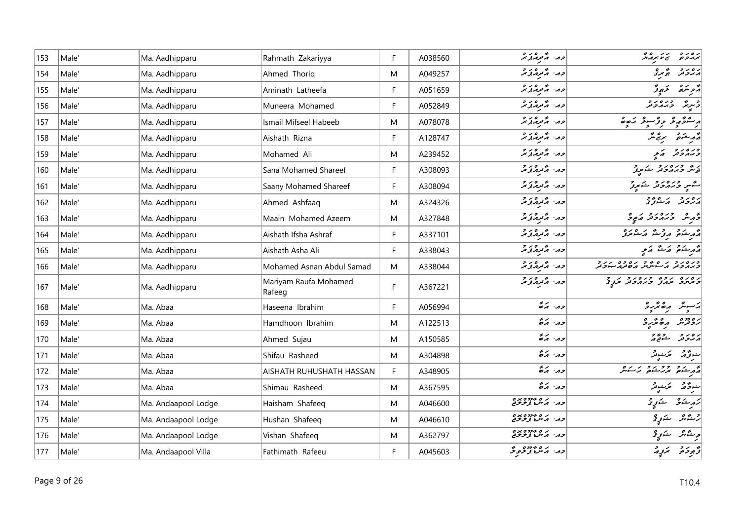| 153 | Male' | Ma. Aadhipparu | Rahmath Zakariyya | F | A038560 | މއ. އާދިއްޕަރު | ރަޙްމަތު ޒަކަރިއްޔާ |
|---|---|---|---|---|---|---|---|
| 154 | Male' | Ma. Aadhipparu | Ahmed Thoriq | M | A049257 | މއ. އާދިއްޕަރު | އަޙްމަދު ޠާރިޤް |
| 155 | Male' | Ma. Aadhipparu | Aminath Latheefa | F | A051659 | މއ. އާދިއްޕަރު | އާމިނަތު ލަޠީފާ |
| 156 | Male' | Ma. Aadhipparu | Muneera Mohamed | F | A052849 | މއ. އާދިއްޕަރު | މުނީރާ މުޙައްމަދު |
| 157 | Male' | Ma. Aadhipparu | Ismail Mifseel Habeeb | M | A078078 | މއ. އާދިއްޕަރު | އިސްމާޢީލް މިފްސީލް ޙަބީބް |
| 158 | Male' | Ma. Aadhipparu | Aishath Rizna | F | A128747 | މއ. އާދިއްޕަރު | އާއިޝަތު ރިޒްނާ |
| 159 | Male' | Ma. Aadhipparu | Mohamed Ali | M | A239452 | މއ. އާދިއްޕަރު | މުޙައްމަދު ޢަލީ |
| 160 | Male' | Ma. Aadhipparu | Sana Mohamed Shareef | F | A308093 | މއ. އާދިއްޕަރު | ޞަނާ މުޙައްމަދު ޝަރީފު |
| 161 | Male' | Ma. Aadhipparu | Saany Mohamed Shareef | F | A308094 | މއ. އާދިއްޕަރު | ސާނީ މުޙައްމަދު ޝަރީފު |
| 162 | Male' | Ma. Aadhipparu | Ahmed Ashfaaq | M | A324326 | މއ. އާދިއްޕަރު | އަޙްމަދު އަޝްފާޤު |
| 163 | Male' | Ma. Aadhipparu | Maain Mohamed Azeem | M | A327848 | މއ. އާދިއްޕަރު | މާއިން މުޙައްމަދު އަޒީމް |
| 164 | Male' | Ma. Aadhipparu | Aishath Ifsha Ashraf | F | A337101 | މއ. އާދިއްޕަރު | އާއިޝަތު އިފްޝާ އަޝްރަފް |
| 165 | Male' | Ma. Aadhipparu | Aishath Asha Ali | F | A338043 | މއ. އާދިއްޕަރު | އާއިޝަތު އަޝާ ޢަލީ |
| 166 | Male' | Ma. Aadhipparu | Mohamed Asnan Abdul Samad | M | A338044 | މއ. އާދިއްޕަރު | މުޙައްމަދު އަސްނާން ޢަބްދުއްސަމަދު |
| 167 | Male' | Ma. Aadhipparu | Mariyam Raufa Mohamed Rafeeg | F | A367221 | މއ. އާދިއްޕަރު | މަރިޔަމް ރަޢުފާ މުޙައްމަދު ރަފީގު |
| 168 | Male' | Ma. Abaa | Haseena Ibrahim | F | A056994 | މއ. އަބާ | ހަސީނާ އިބްރާހީމް |
| 169 | Male' | Ma. Abaa | Hamdhoon Ibrahim | M | A122513 | މއ. އަބާ | ހަމްދޫން އިބްރާހީމް |
| 170 | Male' | Ma. Abaa | Ahmed Sujau | M | A150585 | މއ. އަބާ | އަޙްމަދު ސުޖާޢު |
| 171 | Male' | Ma. Abaa | Shifau Rasheed | M | A304898 | މއ. އަބާ | ޝިފާއު ރަޝީދު |
| 172 | Male' | Ma. Abaa | AISHATH RUHUSHATH HASSAN | F | A348905 | މއ. އަބާ | އާއިޝަތު ރުހުޝަތު ހަސަން |
| 173 | Male' | Ma. Abaa | Shimau Rasheed | M | A367595 | މއ. އަބާ | ޝިމާއު ރަޝީދު |
| 174 | Male' | Ma. Andaapool Lodge | Haisham Shafeeq | M | A046600 | މއ. އަންޑާޕޫލްލޮޖް | ހައިޝަމް ޝަފީޤު |
| 175 | Male' | Ma. Andaapool Lodge | Hushan Shafeeq | M | A046610 | މއ. އަންޑާޕޫލްލޮޖް | ހުޝާން ޝަފީޤު |
| 176 | Male' | Ma. Andaapool Lodge | Vishan Shafeeq | M | A362797 | މއ. އަންޑާޕޫލްލޮޖް | ވިޝާން ޝަފީޤު |
| 177 | Male' | Ma. Andaapool Villa | Fathimath Rafeeu | F | A045603 | މއ. އަންޑާޕޫލްވިލާ | ފާތިމަތު ރަފީއު |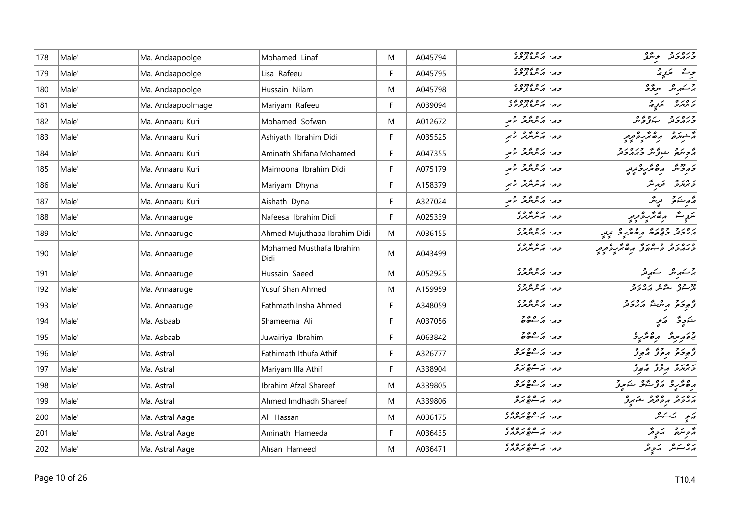| 178 | Male' | Ma. Andaapoolge | Mohamed Linaf | M | A045794 | މއ. އަންދާޕޫލްގެ | މުހައްމަދު ލިނާފް |
|---|---|---|---|---|---|---|---|
| 179 | Male' | Ma. Andaapoolge | Lisa Rafeeu | F | A045795 | މއ. އަންދާޕޫލްގެ | ލިސާ ރަފީޢު |
| 180 | Male' | Ma. Andaapoolge | Hussain Nilam | M | A045798 | މއ. އަންދާޕޫލްގެ | ހުސައިން ނިލާމް |
| 181 | Male' | Ma. Andaapoolmage | Mariyam Rafeeu | F | A039094 | މއ. އަންދާޕޫލްމާގެ | މަރިޔަމް ރަފީޢު |
| 182 | Male' | Ma. Annaaru Kuri | Mohamed Sofwan | M | A012672 | މއ. އަންނާރު ކުރި | މުހައްމަދު ސަފްވާން |
| 183 | Male' | Ma. Annaaru Kuri | Ashiyath Ibrahim Didi | F | A035525 | މއ. އަންނާރު ކުރި | އާސިޔަތު އިބްރާހީމްދީދީ |
| 184 | Male' | Ma. Annaaru Kuri | Aminath Shifana Mohamed | F | A047355 | މއ. އަންނާރު ކުރި | އާމިނަތު ޝިފާނާ މުހައްމަދު |
| 185 | Male' | Ma. Annaaru Kuri | Maimoona Ibrahim Didi | F | A075179 | މއ. އަންނާރު ކުރި | މައިމޫނާ އިބްރާހީމްދީދީ |
| 186 | Male' | Ma. Annaaru Kuri | Mariyam Dhyna | F | A158379 | މއ. އަންނާރު ކުރި | މަރިޔަމް ދައިނާ |
| 187 | Male' | Ma. Annaaru Kuri | Aishath Dyna | F | A327024 | މއ. އަންނާރު ކުރި | އައިשަތު ޑައިނާ |
| 188 | Male' | Ma. Annaaruge | Nafeesa Ibrahim Didi | F | A025339 | މއ. އަންނާރުގެ | ނަފީސާ އިބްރާހީމްދީދީ |
| 189 | Male' | Ma. Annaaruge | Ahmed Mujuthaba Ibrahim Didi | M | A036155 | މއ. އަންނާރުގެ | އަހްމަދު މުޖުތަބާ އިބްރާހީމް ދީދީ |
| 190 | Male' | Ma. Annaaruge | Mohamed Musthafa Ibrahim Didi | M | A043499 | މއ. އަންނާރުގެ | މުހައްމަދު މުސްތަފާ އިބްރާހީމްދީދީ |
| 191 | Male' | Ma. Annaaruge | Hussain Saeed | M | A052925 | މއ. އަންނާރުގެ | ހުސައިން ސައީދު |
| 192 | Male' | Ma. Annaaruge | Yusuf Shan Ahmed | M | A159959 | މއ. އަންނާރުގެ | ޔޫސުފު ޝާން އަހްމަދު |
| 193 | Male' | Ma. Annaaruge | Fathmath Insha Ahmed | F | A348059 | މއ. އަންނާރުގެ | ފާތިމަތު އިންޝާ އަހްމަދު |
| 194 | Male' | Ma. Asbaab | Shameema Ali | F | A037056 | މއ. އަސްބާބު | ޝަމީމާ އަލި |
| 195 | Male' | Ma. Asbaab | Juwairiya Ibrahim | F | A063842 | މއ. އަސްބާބު | ޖުވައިރިއްޔާ އިބްރާހީމް |
| 196 | Male' | Ma. Astral | Fathimath Ithufa Athif | F | A326777 | މއ. އަސްޓްރަލް | ފާތިމަތު އިތުފާ އާތިފް |
| 197 | Male' | Ma. Astral | Mariyam Ilfa Athif | F | A338904 | މއ. އަސްޓްރަލް | މަރިޔަމް އިލްފާ އާތިފް |
| 198 | Male' | Ma. Astral | Ibrahim Afzal Shareef | M | A339805 | މއ. އަސްޓްރަލް | އިބްރާހީމް އަފްޒަލް ޝަރީފް |
| 199 | Male' | Ma. Astral | Ahmed Imdhadh Shareef | M | A339806 | މއ. އަސްޓްރަލް | އަހްމަދު އިމްދާދު ޝަރީފް |
| 200 | Male' | Ma. Astral Aage | Ali Hassan | M | A036175 | މއ. އަސްޓްރަލްއާގެ | އަލި ހަސަން |
| 201 | Male' | Ma. Astral Aage | Aminath Hameeda | F | A036435 | މއ. އަސްޓްރަލްއާގެ | އާމިނަތު ހަމީދާ |
| 202 | Male' | Ma. Astral Aage | Ahsan Hameed | M | A036471 | މއ. އަސްޓްރަލްއާގެ | އަހުސަން ހަމީދު |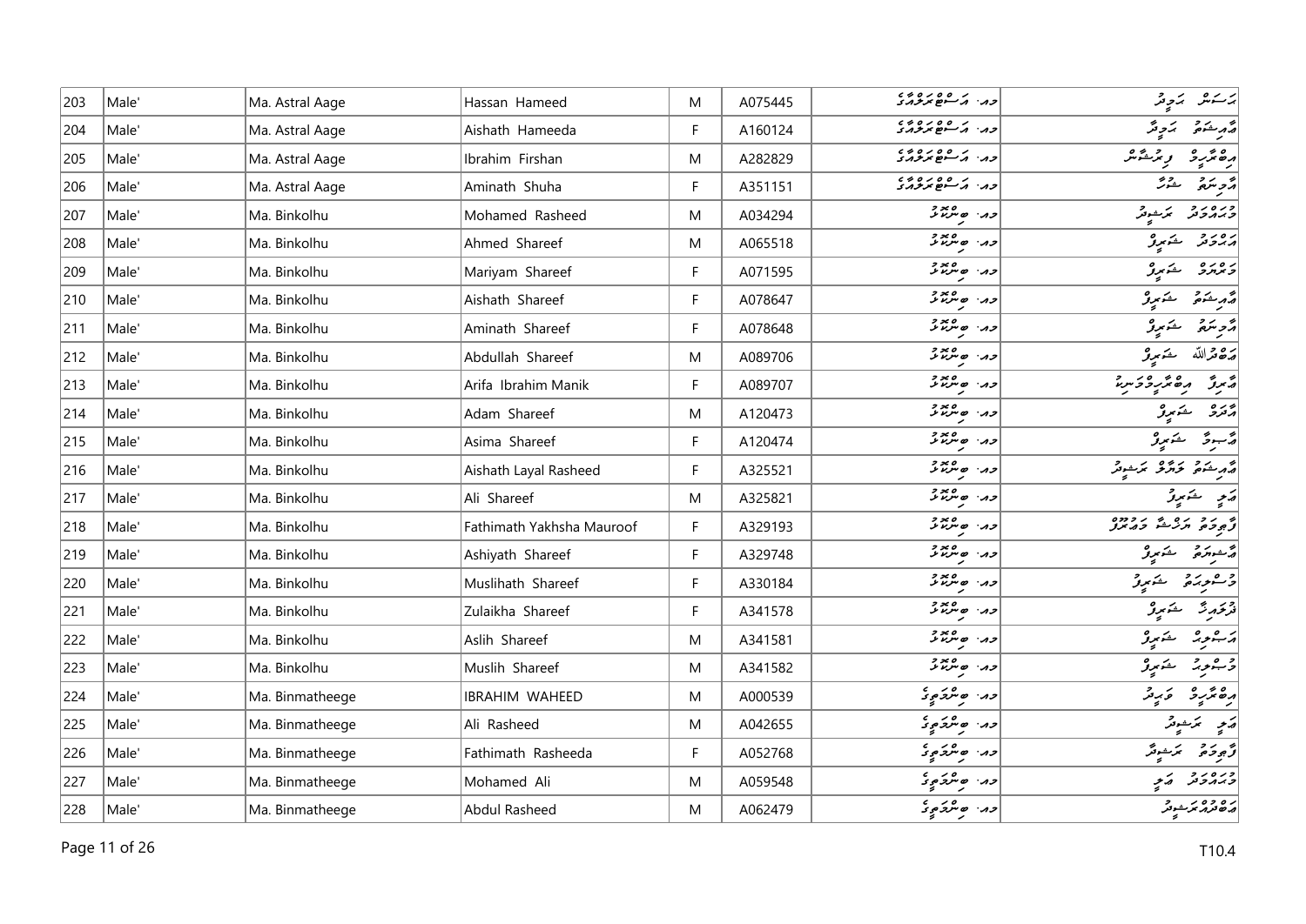| 203 | Male' | Ma. Astral Aage | Hassan Hameed | M | A075445 | މއ. އަސްޓްރަލްއާގެ | ހަސަން ހަމީދު |
|---|---|---|---|---|---|---|---|
| 204 | Male' | Ma. Astral Aage | Aishath Hameeda | F | A160124 | މއ. އަސްޓްރަލްއާގެ | އައިޝަތު ހަމީދާ |
| 205 | Male' | Ma. Astral Aage | Ibrahim Firshan | M | A282829 | މއ. އަސްޓްރަލްއާގެ | އިބްރާހީމް ފިރުޝާން |
| 206 | Male' | Ma. Astral Aage | Aminath Shuha | F | A351151 | މއ. އަސްޓްރަލްއާގެ | އާމިނަތު ޝުހާ |
| 207 | Male' | Ma. Binkolhu | Mohamed Rasheed | M | A034294 | މއ. ބިންކޮޅު | މުހައްމަދު ރަޝީދު |
| 208 | Male' | Ma. Binkolhu | Ahmed Shareef | M | A065518 | މއ. ބިންކޮޅު | އަހްމަދު ޝަރީފް |
| 209 | Male' | Ma. Binkolhu | Mariyam Shareef | F | A071595 | މއ. ބިންކޮޅު | މަރިޔަމް ޝަރީފް |
| 210 | Male' | Ma. Binkolhu | Aishath Shareef | F | A078647 | މއ. ބިންކޮޅު | އައިޝަތު ޝަރީފް |
| 211 | Male' | Ma. Binkolhu | Aminath Shareef | F | A078648 | މއ. ބިންކޮޅު | އާމިނަތު ޝަރީފް |
| 212 | Male' | Ma. Binkolhu | Abdullah Shareef | M | A089706 | މއ. ބިންކޮޅު | އަބްދުﷲ ޝަރީފް |
| 213 | Male' | Ma. Binkolhu | Arifa Ibrahim Manik | F | A089707 | މއ. ބިންކޮޅު | އާރިފާ އިބްރާހީމްމަނިކު |
| 214 | Male' | Ma. Binkolhu | Adam Shareef | M | A120473 | މއ. ބިންކޮޅު | އާދަމް ޝަރީފް |
| 215 | Male' | Ma. Binkolhu | Asima Shareef | F | A120474 | މއ. ބިންކޮޅު | އާސިމާ ޝަރީފް |
| 216 | Male' | Ma. Binkolhu | Aishath Layal Rasheed | F | A325521 | މއ. ބިންކޮޅު | އައިޝަތު ލަޔާލް ރަޝީދު |
| 217 | Male' | Ma. Binkolhu | Ali Shareef | M | A325821 | މއ. ބިންކޮޅު | އަލި ޝަރީފް |
| 218 | Male' | Ma. Binkolhu | Fathimath Yakhsha Mauroof | F | A329193 | މއ. ބިންކޮޅު | ފާތިމަތު ޔަޚްޝާ މައުރޫފް |
| 219 | Male' | Ma. Binkolhu | Ashiyath Shareef | F | A329748 | މއ. ބިންކޮޅު | އާޝިޔަތު ޝަރީފް |
| 220 | Male' | Ma. Binkolhu | Muslihath Shareef | F | A330184 | މއ. ބިންކޮޅު | މުސްލިހަތު ޝަރީފް |
| 221 | Male' | Ma. Binkolhu | Zulaikha Shareef | F | A341578 | މއ. ބިންކޮޅު | ޒުލައިޚާ ޝަރީފް |
| 222 | Male' | Ma. Binkolhu | Aslih Shareef | M | A341581 | މއ. ބިންކޮޅު | އަސްލިހް ޝަރީފް |
| 223 | Male' | Ma. Binkolhu | Muslih Shareef | M | A341582 | މއ. ބިންކޮޅު | މުސްލިހް ޝަރީފް |
| 224 | Male' | Ma. Binmatheege | IBRAHIM WAHEED | M | A000539 | މއ. ބިންމަތީގެ | އިބްރާހީމް ވަހީދު |
| 225 | Male' | Ma. Binmatheege | Ali Rasheed | M | A042655 | މއ. ބިންމަތީގެ | އަލި ރަޝީދު |
| 226 | Male' | Ma. Binmatheege | Fathimath Rasheeda | F | A052768 | މއ. ބިންމަތީގެ | ފާތިމަތު ރަޝީދާ |
| 227 | Male' | Ma. Binmatheege | Mohamed Ali | M | A059548 | މއ. ބިންމަތީގެ | މުހައްމަދު އަލި |
| 228 | Male' | Ma. Binmatheege | Abdul Rasheed | M | A062479 | މއ. ބިންމަތީގެ | އަބްދުއްރަޝީދު |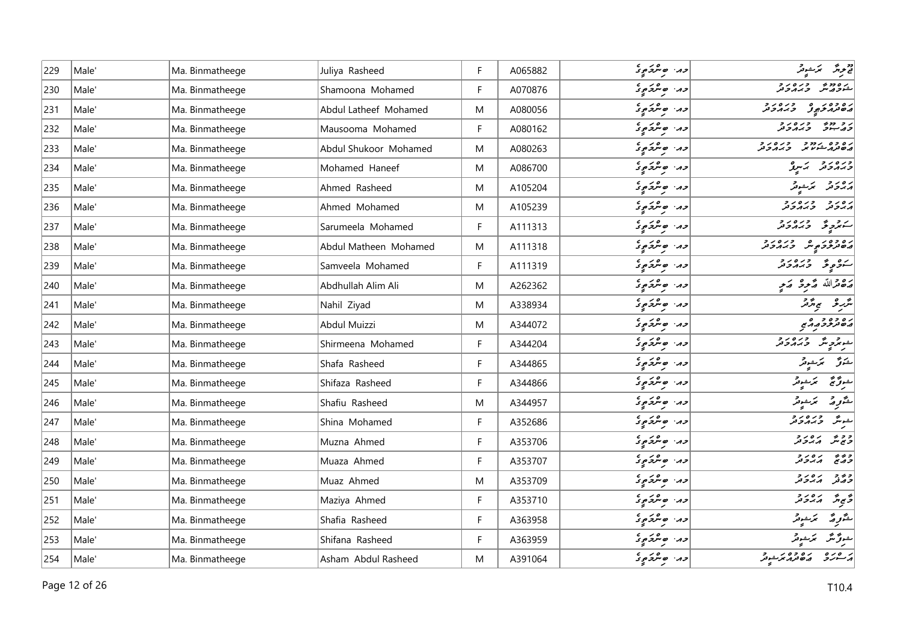| 229 | Male' | Ma. Binmatheege | Juliya Rasheed | F | A065882 | މއ. ބިންމަތީގެ | ޖޫލިޔާ ރަޝީދު |
|---|---|---|---|---|---|---|---|
| 230 | Male' | Ma. Binmatheege | Shamoona Mohamed | F | A070876 | މއ. ބިންމަތީގެ | ޝަމޫނާ މުޙައްމަދު |
| 231 | Male' | Ma. Binmatheege | Abdul Latheef Mohamed | M | A080056 | މއ. ބިންމަތީގެ | އަބްދުލްލަޠީފް މުޙައްމަދު |
| 232 | Male' | Ma. Binmatheege | Mausooma Mohamed | F | A080162 | މއ. ބިންމަތީގެ | މައުސޫމާ މުޙައްމަދު |
| 233 | Male' | Ma. Binmatheege | Abdul Shukoor Mohamed | M | A080263 | މއ. ބިންމަތީގެ | އަބްދުއްޝަކޫރު މުޙައްމަދު |
| 234 | Male' | Ma. Binmatheege | Mohamed Haneef | M | A086700 | މއ. ބިންމަތީގެ | މުޙައްމަދު ޙަނީފް |
| 235 | Male' | Ma. Binmatheege | Ahmed Rasheed | M | A105204 | މއ. ބިންމަތީގެ | އަޙްމަދު ރަޝީދު |
| 236 | Male' | Ma. Binmatheege | Ahmed Mohamed | M | A105239 | މއ. ބިންމަތީގެ | އަޙްމަދު މުޙައްމަދު |
| 237 | Male' | Ma. Binmatheege | Sarumeela Mohamed | F | A111313 | މއ. ބިންމަތީގެ | ސަރުމީލާ މުޙައްމަދު |
| 238 | Male' | Ma. Binmatheege | Abdul Matheen Mohamed | M | A111318 | މއ. ބިންމަތީގެ | އަބްދުލްމަތީން މުޙައްމަދު |
| 239 | Male' | Ma. Binmatheege | Samveela Mohamed | F | A111319 | މއ. ބިންމަތީގެ | ސަމްވީލާ މުޙައްމަދު |
| 240 | Male' | Ma. Binmatheege | Abdhullah Alim Ali | M | A262362 | މއ. ބިންމަތީގެ | އަބްދުﷲ އާލިމް އަލި |
| 241 | Male' | Ma. Binmatheege | Nahil Ziyad | M | A338934 | މއ. ބިންމަތީގެ | ނާހިލް ޒިޔާދު |
| 242 | Male' | Ma. Binmatheege | Abdul Muizzi | M | A344072 | މއ. ބިންމަތީގެ | އަބްދުލްމުޢިއްޒި |
| 243 | Male' | Ma. Binmatheege | Shirmeena Mohamed | F | A344204 | މއ. ބިންމަތީގެ | ޝިރުމީނާ މުޙައްމަދު |
| 244 | Male' | Ma. Binmatheege | Shafa Rasheed | F | A344865 | މއ. ބިންމަތީގެ | ޝަފާ ރަޝީދު |
| 245 | Male' | Ma. Binmatheege | Shifaza Rasheed | F | A344866 | މއ. ބިންމަތީގެ | ޝިފާޒާ ރަޝީދު |
| 246 | Male' | Ma. Binmatheege | Shafiu Rasheed | M | A344957 | މއ. ބިންމަތީގެ | ޝާފިއު ރަޝީދު |
| 247 | Male' | Ma. Binmatheege | Shina Mohamed | F | A352686 | މއ. ބިންމަތީގެ | ޝީނާ މުޙައްމަދު |
| 248 | Male' | Ma. Binmatheege | Muzna Ahmed | F | A353706 | މއ. ބިންމަތީގެ | މުޒްނާ އަޙްމަދު |
| 249 | Male' | Ma. Binmatheege | Muaza Ahmed | F | A353707 | މއ. ބިންމަތީގެ | މުޢާޒާ އަޙްމަދު |
| 250 | Male' | Ma. Binmatheege | Muaz Ahmed | M | A353709 | މއ. ބިންމަތީގެ | މުޢާޛު އަޙްމަދު |
| 251 | Male' | Ma. Binmatheege | Maziya Ahmed | F | A353710 | މއ. ބިންމަތީގެ | މާޒިޔާ އަޙްމަދު |
| 252 | Male' | Ma. Binmatheege | Shafia Rasheed | F | A363958 | މއ. ބިންމަތީގެ | ޝާފިޔާ ރަޝީދު |
| 253 | Male' | Ma. Binmatheege | Shifana Rasheed | F | A363959 | މއ. ބިންމަތީގެ | ޝިފާނާ ރަޝީދު |
| 254 | Male' | Ma. Binmatheege | Asham Abdul Rasheed | M | A391064 | މއ. ބިންމަތީގެ | އަސްހަމް އަބްދުއްރަޝީދު |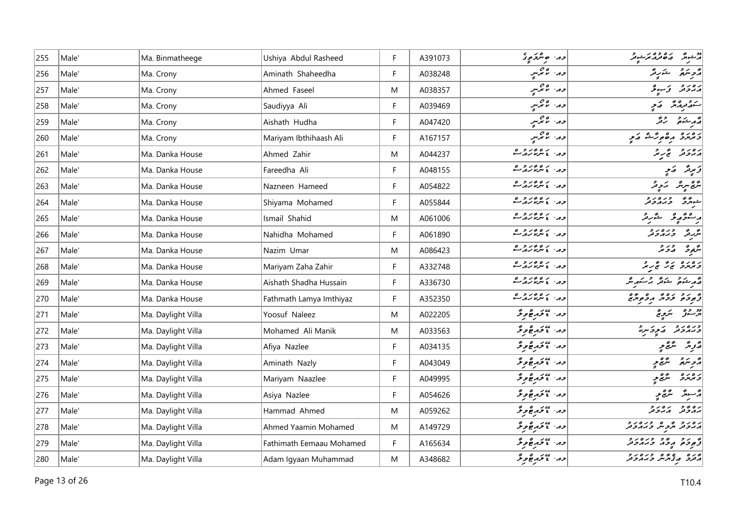| 255 | Male' | Ma. Binmatheege | Ushiya Abdul Rasheed | F | A391073 | މއ. ބިންމަތީގެ | އުޝިޔާ އަބްދުއްރަޝީދު |
|---|---|---|---|---|---|---|---|
| 256 | Male' | Ma. Crony | Aminath Shaheedha | F | A038248 | މއ. ކްރޯނީ | އާމިނަތު ޝަހީދާ |
| 257 | Male' | Ma. Crony | Ahmed Faseel | M | A038357 | މއ. ކްރޯނީ | އަހުމަދު ފަސީލް |
| 258 | Male' | Ma. Crony | Saudiyya Ali | F | A039469 | މއ. ކްރޯނީ | ސައުދިއްޔާ އަލި |
| 259 | Male' | Ma. Crony | Aishath Hudha | F | A047420 | މއ. ކްރޯނީ | އައިޝަތު ހުދާ |
| 260 | Male' | Ma. Crony | Mariyam Ibthihaash Ali | F | A167157 | މއ. ކްރޯނީ | މަރިޔަމް އިބްތިހާޝް އަލި |
| 261 | Male' | Ma. Danka House | Ahmed Zahir | M | A044237 | މއ. ޑަންކަހައުސް | އަހުމަދު ޒާހިރު |
| 262 | Male' | Ma. Danka House | Fareedha Ali | F | A048155 | މއ. ޑަންކަހައުސް | ފަރީދާ އަލި |
| 263 | Male' | Ma. Danka House | Nazneen Hameed | F | A054822 | މއ. ޑަންކަހައުސް | ނާޒްނީން ހަމީދު |
| 264 | Male' | Ma. Danka House | Shiyama Mohamed | F | A055844 | މއ. ޑަންކަހައުސް | ޝިޔާމާ މުހައްމަދު |
| 265 | Male' | Ma. Danka House | Ismail Shahid | M | A061006 | މއ. ޑަންކަހައުސް | އިސްމާއީލް ޝާހިދު |
| 266 | Male' | Ma. Danka House | Nahidha Mohamed | F | A061890 | މއ. ޑަންކަހައުސް | ނާހިދާ މުހައްމަދު |
| 267 | Male' | Ma. Danka House | Nazim Umar | M | A086423 | މއ. ޑަންކަހައުސް | ނާޒިމް އުމަރު |
| 268 | Male' | Ma. Danka House | Mariyam Zaha Zahir | F | A332748 | މއ. ޑަންކަހައުސް | މަރިޔަމް ޒަހާ ޒާހިރު |
| 269 | Male' | Ma. Danka House | Aishath Shadha Hussain | F | A336730 | މއ. ޑަންކަހައުސް | އައިޝަތު ޝަދާ ހުސައިން |
| 270 | Male' | Ma. Danka House | Fathmath Lamya Imthiyaz | F | A352350 | މއ. ޑަންކަހައުސް | ފާތިމަތު ލަމްޔާ އިމްތިޔާޒް |
| 271 | Male' | Ma. Daylight Villa | Yoosuf Naleez | M | A022205 | މއ. ޑޭލައިޓްވިލާ | ޔޫސުފް ނަލީޒް |
| 272 | Male' | Ma. Daylight Villa | Mohamed Ali Manik | M | A033563 | މއ. ޑޭލައިޓްވިލާ | މުހައްމަދު އަލިމަނިކު |
| 273 | Male' | Ma. Daylight Villa | Afiya Nazlee | F | A034135 | މއ. ޑޭލައިޓްވިލާ | އާފިޔާ ނާޒްލީ |
| 274 | Male' | Ma. Daylight Villa | Aminath Nazly | F | A043049 | މއ. ޑޭލައިޓްވިލާ | އާމިނަތު ނާޒްލީ |
| 275 | Male' | Ma. Daylight Villa | Mariyam Naazlee | F | A049995 | މއ. ޑޭލައިޓްވިލާ | މަރިޔަމް ނާޒްލީ |
| 276 | Male' | Ma. Daylight Villa | Asiya Nazlee | F | A054626 | މއ. ޑޭލައިޓްވިލާ | އާސިޔާ ނާޒްލީ |
| 277 | Male' | Ma. Daylight Villa | Hammad Ahmed | M | A059262 | މއ. ޑޭލައިޓްވިލާ | ހައްމާދު އަހުމަދު |
| 278 | Male' | Ma. Daylight Villa | Ahmed Yaamin Mohamed | M | A149729 | މއ. ޑޭލައިޓްވިލާ | އަހުމަދު ޔާމިން މުހައްމަދު |
| 279 | Male' | Ma. Daylight Villa | Fathimath Eemaau Mohamed | F | A165634 | މއ. ޑޭލައިޓްވިލާ | ފާތިމަތު އީމާއު މުހައްމަދު |
| 280 | Male' | Ma. Daylight Villa | Adam Igyaan Muhammad | M | A348682 | މއ. ޑޭލައިޓްވިލާ | އާދަމް އިގްޔާން މުހައްމަދު |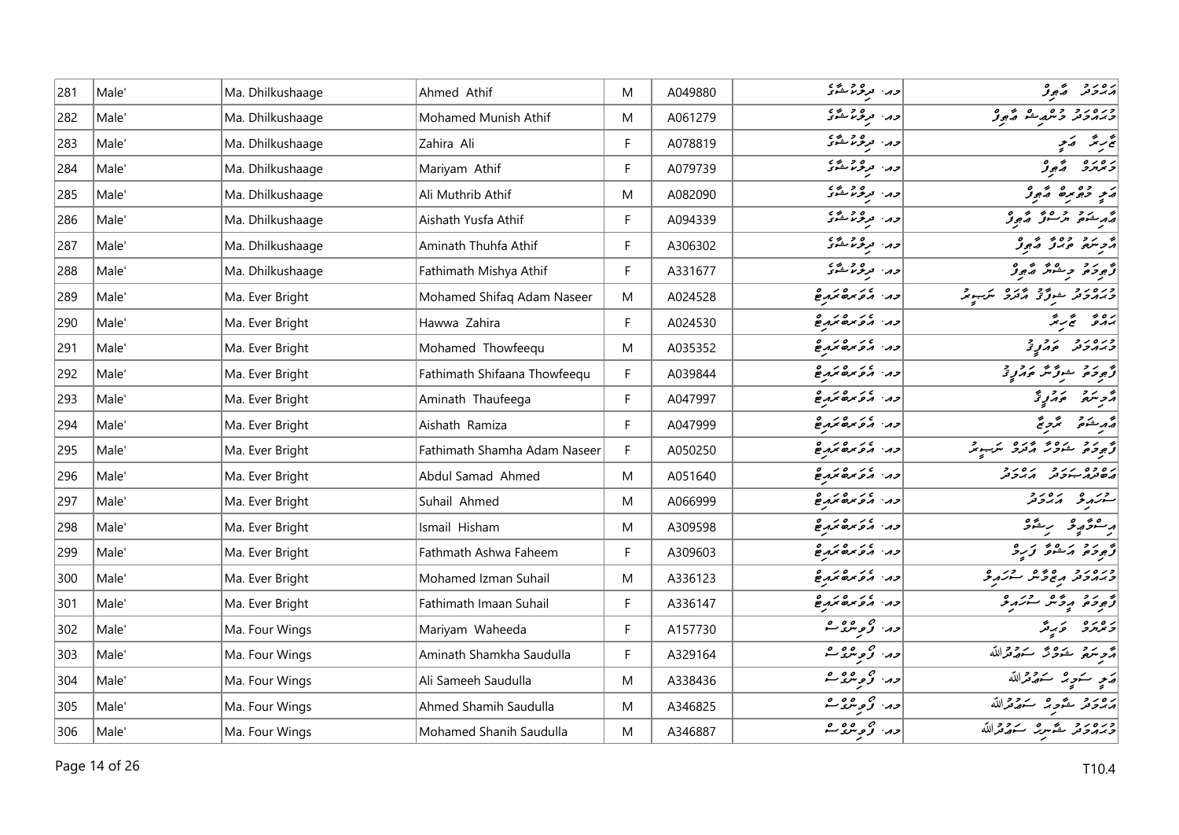| 281 | Male' | Ma. Dhilkushaage | Ahmed Athif | M | A049880 | މއ. ދިލްކުޝާގެ | އަޙްމަދު އާތިފް |
|---|---|---|---|---|---|---|---|
| 282 | Male' | Ma. Dhilkushaage | Mohamed Munish Athif | M | A061279 | މއ. ދިލްކުޝާގެ | މުޙައްމަދު މުނީޝް އާތިފް |
| 283 | Male' | Ma. Dhilkushaage | Zahira Ali | F | A078819 | މއ. ދިލްކުޝާގެ | ޒާހިރާ ޢަލީ |
| 284 | Male' | Ma. Dhilkushaage | Mariyam Athif | F | A079739 | މއ. ދިލްކުޝާގެ | މަރިޔަމް އާތިފް |
| 285 | Male' | Ma. Dhilkushaage | Ali Muthrib Athif | M | A082090 | މއ. ދިލްކުޝާގެ | ޢަލީ މުތްރިބް އާތިފް |
| 286 | Male' | Ma. Dhilkushaage | Aishath Yusfa Athif | F | A094339 | މއ. ދިލްކުޝާގެ | ޢައިޝަތު ޔޫސްފާ އާތިފް |
| 287 | Male' | Ma. Dhilkushaage | Aminath Thuhfa Athif | F | A306302 | މއ. ދިލްކުޝާގެ | އާމިނަތު ތުޙްފާ އާތިފް |
| 288 | Male' | Ma. Dhilkushaage | Fathimath Mishya Athif | F | A331677 | މއ. ދިލްކުޝާގެ | ފާތިމަތު މިޝްޔާ އާތިފް |
| 289 | Male' | Ma. Ever Bright | Mohamed Shifaq Adam Naseer | M | A024528 | މއ. އެވަރބްރައިޓް | މުޙައްމަދު ޝިފާޤު އާދަމް ނަސީރު |
| 290 | Male' | Ma. Ever Bright | Hawwa Zahira | F | A024530 | މއ. އެވަރބްރައިޓް | ހައްވާ ޒާހިރާ |
| 291 | Male' | Ma. Ever Bright | Mohamed Thowfeequ | M | A035352 | މއ. އެވަރބްރައިޓް | މުޙައްމަދު ތައުފީޤު |
| 292 | Male' | Ma. Ever Bright | Fathimath Shifaana Thowfeequ | F | A039844 | މއ. އެވަރބްރައިޓް | ފާތިމަތު ޝިފާނާ ތައުފީޤު |
| 293 | Male' | Ma. Ever Bright | Aminath Thaufeega | F | A047997 | މއ. އެވަރބްރައިޓް | އާމިނަތު ތައުފީޤާ |
| 294 | Male' | Ma. Ever Bright | Aishath Ramiza | F | A047999 | މއ. އެވަރބްރައިޓް | ޢައިޝަތު ރާމިޒާ |
| 295 | Male' | Ma. Ever Bright | Fathimath Shamha Adam Naseer | F | A050250 | މއ. އެވަރބްރައިޓް | ފާތިމަތު ޝަމްހާ އާދަމް ނަސީރު |
| 296 | Male' | Ma. Ever Bright | Abdul Samad Ahmed | M | A051640 | މއ. އެވަރބްރައިޓް | ޢަބްދުއްސަމަދު އަޙްމަދު |
| 297 | Male' | Ma. Ever Bright | Suhail Ahmed | M | A066999 | މއ. އެވަރބްރައިޓް | ސުހައިލް އަޙްމަދު |
| 298 | Male' | Ma. Ever Bright | Ismail Hisham | M | A309598 | މއ. އެވަރބްރައިޓް | އިސްމާޢީލް ހިޝާމް |
| 299 | Male' | Ma. Ever Bright | Fathmath Ashwa Faheem | F | A309603 | މއ. އެވަރބްރައިޓް | ފާތިމަތު އަޝްވާ ފަހީމް |
| 300 | Male' | Ma. Ever Bright | Mohamed Izman Suhail | M | A336123 | މއ. އެވަރބްރައިޓް | މުޙައްމަދު އިޒްމާން ސުހައިލް |
| 301 | Male' | Ma. Ever Bright | Fathimath Imaan Suhail | F | A336147 | މއ. އެވަރބްރައިޓް | ފާތިމަތު އީމާން ސުހައިލް |
| 302 | Male' | Ma. Four Wings | Mariyam Waheeda | F | A157730 | މއ. ފޯވިންގްސް | މަރިޔަމް ވަޙީދާ |
| 303 | Male' | Ma. Four Wings | Aminath Shamkha Saudulla | F | A329164 | މއ. ފޯވިންގްސް | އާމިނަތު ޝަމްޚާ ސަޢުދުﷲ |
| 304 | Male' | Ma. Four Wings | Ali Sameeh Saudulla | M | A338436 | މއ. ފޯވިންގްސް | ޢަލީ ސަމީހު ސަޢުދުﷲ |
| 305 | Male' | Ma. Four Wings | Ahmed Shamih Saudulla | M | A346825 | މއ. ފޯވިންގްސް | އަޙްމަދު ޝާމިހު ސަޢުދުﷲ |
| 306 | Male' | Ma. Four Wings | Mohamed Shanih Saudulla | M | A346887 | މއ. ފޯވިންގްސް | މުޙައްމަދު ޝާނިހު ސަޢުދުﷲ |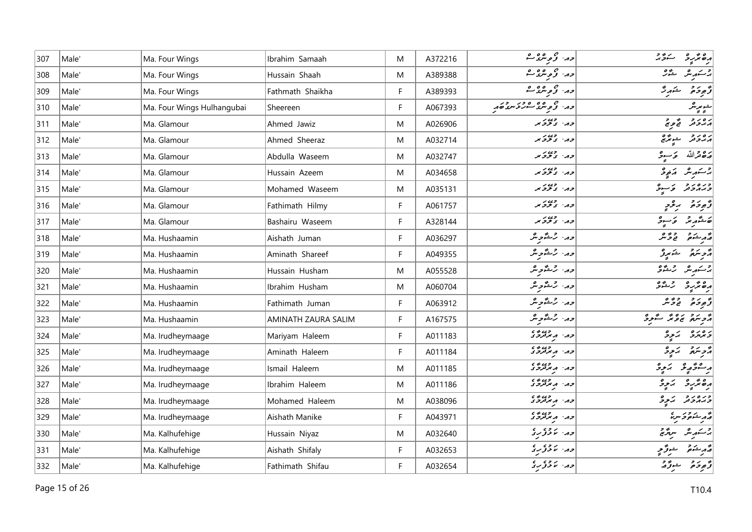| 307 | Male' | Ma. Four Wings | Ibrahim Samaah | M | A372216 | މއ. ފޯވިންގްސް | އިބްރާހީމް ސަމާހް |
|---|---|---|---|---|---|---|---|
| 308 | Male' | Ma. Four Wings | Hussain Shaah | M | A389388 | މއ. ފޯވިންގްސް | ޙުސައިން ޝާހް |
| 309 | Male' | Ma. Four Wings | Fathmath Shaikha | F | A389393 | މއ. ފޯވިންގްސް | ފާތިމަތު ޝައިޚާ |
| 310 | Male' | Ma. Four Wings Hulhangubai | Sheereen | F | A067393 | މއ. ފޯވިންގްސް ހުޅަނގުބައި | ޝީރީން |
| 311 | Male' | Ma. Glamour | Ahmed Jawiz | M | A026906 | މއ. ގްލެމަރ | އަޙްމަދު ޖާވިޒް |
| 312 | Male' | Ma. Glamour | Ahmed Sheeraz | M | A032714 | މއ. ގްލެމަރ | އަޙްމަދު ޝީރާޒް |
| 313 | Male' | Ma. Glamour | Abdulla Waseem | M | A032747 | މއ. ގްލެމަރ | އަބްދުﷲ ވަސީމް |
| 314 | Male' | Ma. Glamour | Hussain Azeem | M | A034658 | މއ. ގްލެމަރ | ޙުސައިން އަޒީމް |
| 315 | Male' | Ma. Glamour | Mohamed Waseem | M | A035131 | މއ. ގްލެމަރ | މުޙައްމަދު ވަސީމް |
| 316 | Male' | Ma. Glamour | Fathimath Hilmy | F | A061757 | މއ. ގްލެމަރ | ފާތިމަތު ހިލްމީ |
| 317 | Male' | Ma. Glamour | Bashairu Waseem | F | A328144 | މއ. ގްލެމަރ | ބަޝާއިރު ވަސީމް |
| 318 | Male' | Ma. Hushaamin | Aishath Juman | F | A036297 | މއ. ހުޝާމިން | އައިޝަތު ޖުމާން |
| 319 | Male' | Ma. Hushaamin | Aminath Shareef | F | A049355 | މއ. ހުޝާމިން | އާމިނަތު ޝަރީފް |
| 320 | Male' | Ma. Hushaamin | Hussain Husham | M | A055528 | މއ. ހުޝާމިން | ޙުސައިން ހުޝާމް |
| 321 | Male' | Ma. Hushaamin | Ibrahim Husham | M | A060704 | މއ. ހުޝާމިން | އިބްރާހީމް ހުޝާމް |
| 322 | Male' | Ma. Hushaamin | Fathimath Juman | F | A063912 | މއ. ހުޝާމިން | ފާތިމަތު ޖުމާން |
| 323 | Male' | Ma. Hushaamin | AMINATH ZAURA SALIM | F | A167575 | މއ. ހުޝާމިން | އާމިނަތު ޒައުރާ ސާލިމް |
| 324 | Male' | Ma. Irudheymaage | Mariyam Haleem | F | A011183 | މއ. އިރުދޭމާގެ | މަރިޔަމް ހަލީމް |
| 325 | Male' | Ma. Irudheymaage | Aminath Haleem | F | A011184 | މއ. އިރުދޭމާގެ | އާމިނަތު ހަލީމް |
| 326 | Male' | Ma. Irudheymaage | Ismail Haleem | M | A011185 | މއ. އިރުދޭމާގެ | އިސްމާއީލް ހަލީމް |
| 327 | Male' | Ma. Irudheymaage | Ibrahim Haleem | M | A011186 | މއ. އިރުދޭމާގެ | އިބްރާހީމް ހަލީމް |
| 328 | Male' | Ma. Irudheymaage | Mohamed Haleem | M | A038096 | މއ. އިރުދޭމާގެ | މުޙައްމަދު ހަލީމް |
| 329 | Male' | Ma. Irudheymaage | Aishath Manike | F | A043971 | މއ. އިރުދޭމާގެ | އައިޝަތުމަނިކެ |
| 330 | Male' | Ma. Kalhufehige | Hussain Niyaz | M | A032640 | މއ. ކަޅުފެހިގެ | ޙުސައިން ނިޔާޒް |
| 331 | Male' | Ma. Kalhufehige | Aishath Shifaly | F | A032653 | މއ. ކަޅުފެހިގެ | އައިޝަތު ޝިފާލީ |
| 332 | Male' | Ma. Kalhufehige | Fathimath Shifau | F | A032654 | މއ. ކަޅުފެހިގެ | ފާތިމަތު ޝިފާއު |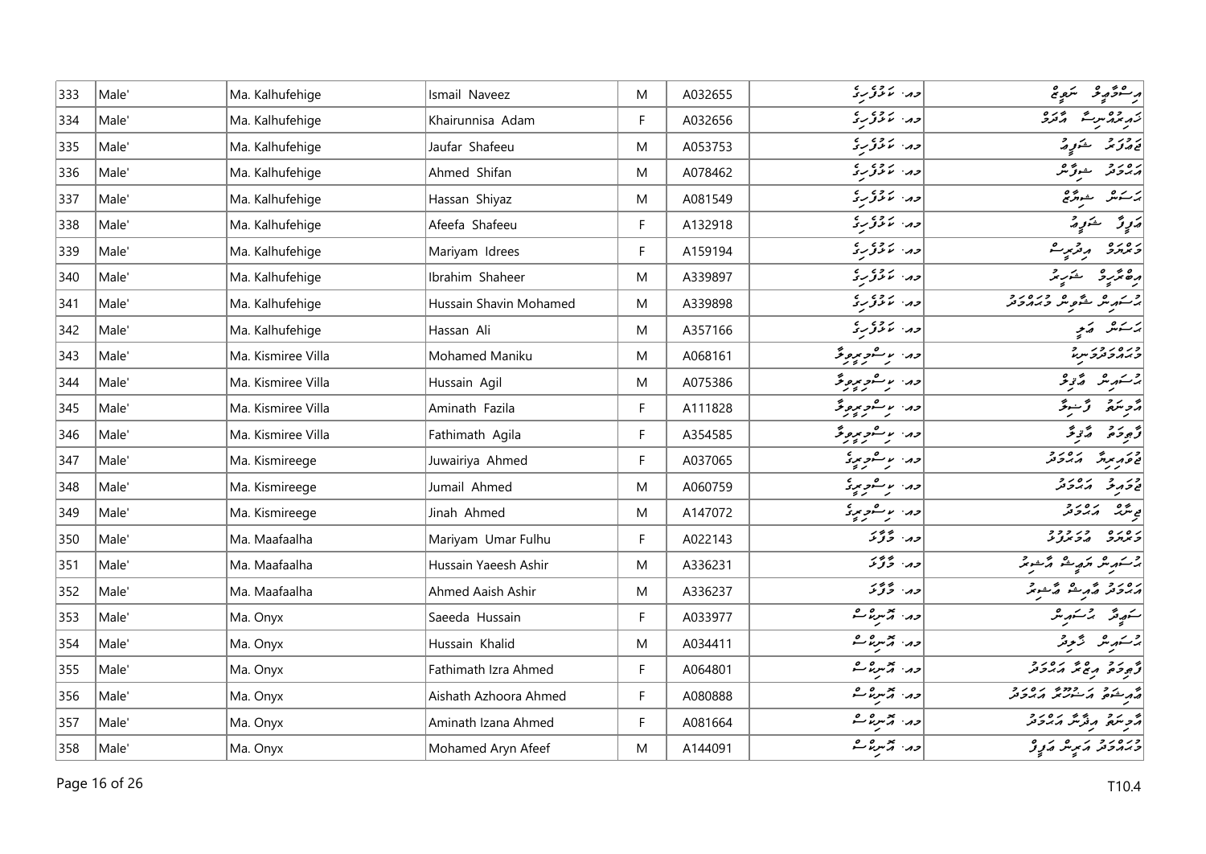| 333 | Male' | Ma. Kalhufehige | Ismail Naveez | M | A032655 | މއ.ކަޅުފެހިގެ | އިސްމާއީލް ނަވީޒް |
|---|---|---|---|---|---|---|---|
| 334 | Male' | Ma. Kalhufehige | Khairunnisa Adam | F | A032656 | މއ. ކަޅުފެހިގެ | ޚައިރުއްނިސާ އާދަމް |
| 335 | Male' | Ma. Kalhufehige | Jaufar Shafeeu | M | A053753 | މއ. ކަޅުފެހިގެ | ޖައުފަރު ޝަފީއު |
| 336 | Male' | Ma. Kalhufehige | Ahmed Shifan | M | A078462 | މއ. ކަޅުފެހިގެ | އަޙްމަދު ޝިފާން |
| 337 | Male' | Ma. Kalhufehige | Hassan Shiyaz | M | A081549 | މއ. ކަޅުފެހިގެ | ޙަސަން ޝިޔާޒް |
| 338 | Male' | Ma. Kalhufehige | Afeefa Shafeeu | F | A132918 | މއ. ކަޅުފެހިގެ | އަފީފާ ޝަފީއު |
| 339 | Male' | Ma. Kalhufehige | Mariyam Idrees | F | A159194 | މއ. ކަޅުފެހިގެ | މަރިޔަމް އިދުރީސް |
| 340 | Male' | Ma. Kalhufehige | Ibrahim Shaheer | M | A339897 | މއ. ކަޅުފެހިގެ | އިބްރާހީމް ޝަހީރު |
| 341 | Male' | Ma. Kalhufehige | Hussain Shavin Mohamed | M | A339898 | މއ. ކަޅުފެހިގެ | ހުސައިން ޝާވިން މުޙައްމަދު |
| 342 | Male' | Ma. Kalhufehige | Hassan Ali | M | A357166 | މއ. ކަޅުފެހިގެ | ޙަސަން ޢަލީ |
| 343 | Male' | Ma. Kismiree Villa | Mohamed Maniku | M | A068161 | މއ. ކިސްމިރީވިލާ | މުޙައްމަދުމަނިކު |
| 344 | Male' | Ma. Kismiree Villa | Hussain Agil | M | A075386 | މއ. ކިސްމިރީވިލާ | ހުސައިން އާޤިލް |
| 345 | Male' | Ma. Kismiree Villa | Aminath Fazila | F | A111828 | މއ. ކިސްމިރީވިލާ | އާމިނަތު ފާޟިލާ |
| 346 | Male' | Ma. Kismiree Villa | Fathimath Agila | F | A354585 | މއ. ކިސްމިރީވިލާ | ފާތިމަތު އާޤިލާ |
| 347 | Male' | Ma. Kismireege | Juwairiya Ahmed | F | A037065 | މއ. ކިސްމިރީގެ | ޖުވައިރިއްޔާ އަޙްމަދު |
| 348 | Male' | Ma. Kismireege | Jumail Ahmed | M | A060759 | މއ. ކިސްމިރީގެ | ޖުމައިލް އަޙްމަދު |
| 349 | Male' | Ma. Kismireege | Jinah Ahmed | M | A147072 | މއ. ކިސްމިރީގެ | ޖިނާހް އަޙްމަދު |
| 350 | Male' | Ma. Maafaalha | Mariyam Umar Fulhu | F | A022143 | މއ. މާފާޅަ | މަރިޔަމް އުމަރުފުޅު |
| 351 | Male' | Ma. Maafaalha | Hussain Yaeesh Ashir | M | A336231 | މއ. މާފާޅަ | ހުސައިން ޔައީޝް އާޝިރު |
| 352 | Male' | Ma. Maafaalha | Ahmed Aaish Ashir | M | A336237 | މއ. މާފާޅަ | އަޙްމަދު އާއިޝް އާޝިރު |
| 353 | Male' | Ma. Onyx | Saeeda Hussain | F | A033977 | މއ. އޮނިކްސް | ސަޢީދާ ހުސައިން |
| 354 | Male' | Ma. Onyx | Hussain Khalid | M | A034411 | މއ. އޮނިކްސް | ހުސައިން ޚާލިދު |
| 355 | Male' | Ma. Onyx | Fathimath Izra Ahmed | F | A064801 | މއ. އޮނިކްސް | ފާތިމަތު އިޒްރާ އަޙްމަދު |
| 356 | Male' | Ma. Onyx | Aishath Azhoora Ahmed | F | A080888 | މއ. އޮނިކްސް | ޢާއިޝަތު އަޒްހޫރާ އަޙްމަދު |
| 357 | Male' | Ma. Onyx | Aminath Izana Ahmed | F | A081664 | މއ. އޮނިކްސް | އާމިނަތު އިޒާނާ އަޙްމަދު |
| 358 | Male' | Ma. Onyx | Mohamed Aryn Afeef | M | A144091 | މއ. އޮނިކްސް | މުޙައްމަދު އަރިން އަފީފް |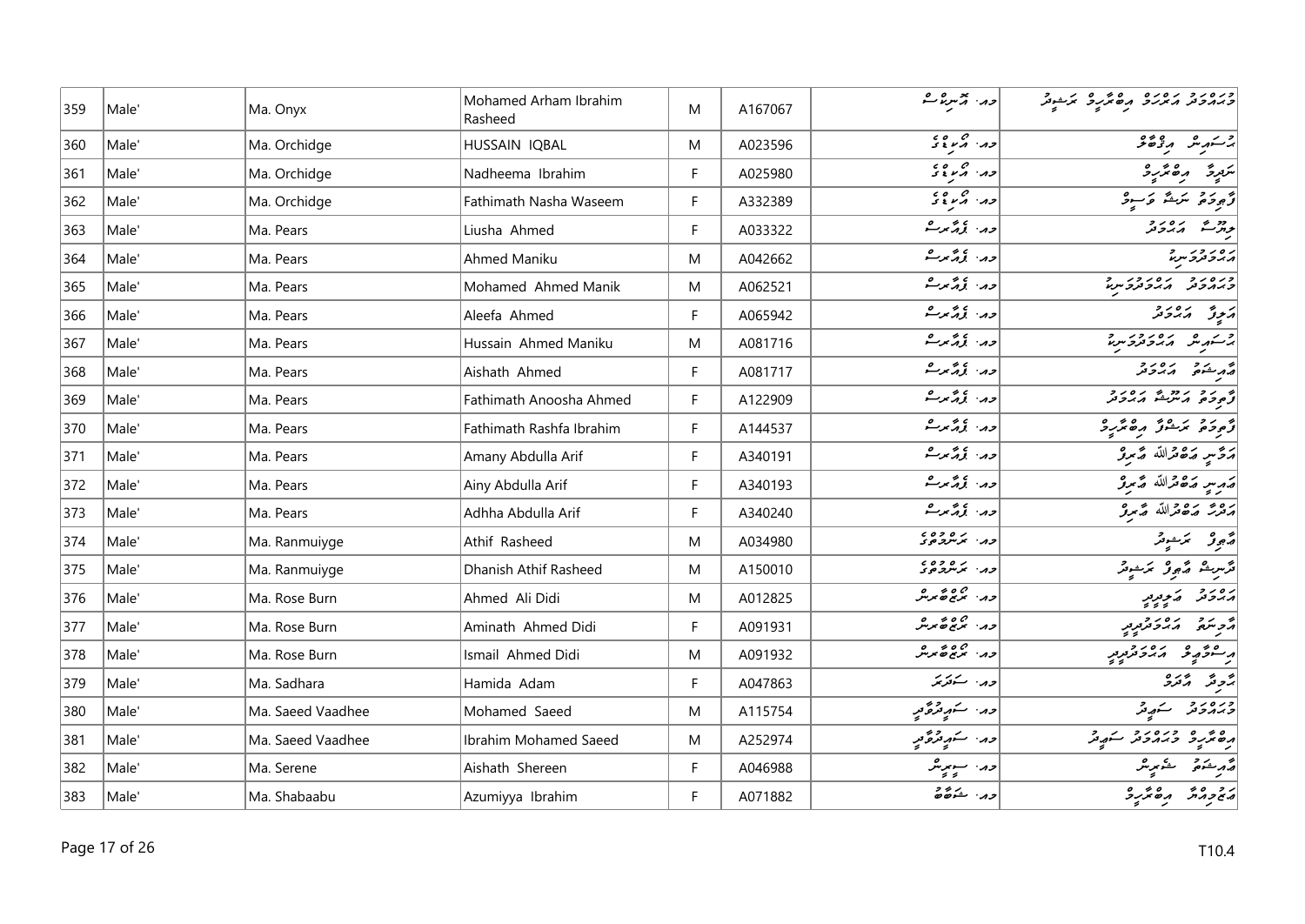| 359 | Male' | Ma. Onyx | Mohamed Arham Ibrahim Rasheed | M | A167067 | މއ. އޮނިކްސް | މުހައްމަދު އަރުހަމް އިބްރާހީމް ރަޝީދު |
|---|---|---|---|---|---|---|---|
| 360 | Male' | Ma. Orchidge | HUSSAIN IQBAL | M | A023596 | މއ. އޯކިޑްގެ | ހުސައިން އިޤްބާލް |
| 361 | Male' | Ma. Orchidge | Nadheema Ibrahim | F | A025980 | މއ. އޯކިޑްގެ | ނަދީމާ އިބްރާހީމް |
| 362 | Male' | Ma. Orchidge | Fathimath Nasha Waseem | F | A332389 | މއ. އޯކިޑްގެ | ފާތިމަތު ނަޝާ ވަސީމް |
| 363 | Male' | Ma. Pears | Liusha Ahmed | F | A033322 | މއ. ޕެއަރސް | ލިއުޝާ އަހުމަދު |
| 364 | Male' | Ma. Pears | Ahmed Maniku | M | A042662 | މއ. ޕެއަރސް | އަހުމަދުމަނިކު |
| 365 | Male' | Ma. Pears | Mohamed Ahmed Manik | M | A062521 | މއ. ޕެއަރސް | މުހައްމަދު އަހުމަދުމަނިކު |
| 366 | Male' | Ma. Pears | Aleefa Ahmed | F | A065942 | މއ. ޕެއަރސް | އަލީފާ އަހުމަދު |
| 367 | Male' | Ma. Pears | Hussain Ahmed Maniku | M | A081716 | މއ. ޕެއަރސް | ހުސައިން އަހުމަދުމަނިކު |
| 368 | Male' | Ma. Pears | Aishath Ahmed | F | A081717 | މއ. ޕެއަރސް | އާއިޝަތު އަހުމަދު |
| 369 | Male' | Ma. Pears | Fathimath Anoosha Ahmed | F | A122909 | މއ. ޕެއަރސް | ފާތިމަތު އަނޫޝާ އަހުމަދު |
| 370 | Male' | Ma. Pears | Fathimath Rashfa Ibrahim | F | A144537 | މއ. ޕެއަރސް | ފާތިމަތު ރަޝްފާ އިބްރާހީމް |
| 371 | Male' | Ma. Pears | Amany Abdulla Arif | F | A340191 | މއ. ޕެއަރސް | އަމާނީ އަބްދުﷲ އާރިފް |
| 372 | Male' | Ma. Pears | Ainy Abdulla Arif | F | A340193 | މއ. ޕެއަރސް | އައިނީ އަބްދުﷲ އާރިފް |
| 373 | Male' | Ma. Pears | Adhha Abdulla Arif | F | A340240 | މއ. ޕެއަރސް | އަދްހާ އަބްދުﷲ އާރިފް |
| 374 | Male' | Ma. Ranmuiyge | Athif Rasheed | M | A034980 | މއ. ރަންމުއިގެ | އާތިފް ރަޝީދު |
| 375 | Male' | Ma. Ranmuiyge | Dhanish Athif Rasheed | M | A150010 | މއ. ރަންމުއިގެ | ދާނިޝް އާތިފް ރަޝީދު |
| 376 | Male' | Ma. Rose Burn | Ahmed Ali Didi | M | A012825 | މއ. ރޯޒްބަރން | އަހުމަދު އަލިދީދީ |
| 377 | Male' | Ma. Rose Burn | Aminath Ahmed Didi | F | A091931 | މއ. ރޯޒްބަރން | އާމިނަތު އަހުމަދުދީދީ |
| 378 | Male' | Ma. Rose Burn | Ismail Ahmed Didi | M | A091932 | މއ. ރޯޒްބަރން | އިސްމާޢީލް އަހުމަދުދީދީ |
| 379 | Male' | Ma. Sadhara | Hamida Adam | F | A047863 | މއ. ސަދަރަ | ހާމިދާ އާދަމް |
| 380 | Male' | Ma. Saeed Vaadhee | Mohamed Saeed | M | A115754 | މއ. ސައީދުވާދީ | މުހައްމަދު ސައީދު |
| 381 | Male' | Ma. Saeed Vaadhee | Ibrahim Mohamed Saeed | M | A252974 | މއ. ސައީދުވާދީ | އިބްރާހީމް މުހައްމަދު ސައީދު |
| 382 | Male' | Ma. Serene | Aishath Shereen | F | A046988 | މއ. ސިރީން | އާއިޝަތު ޝެރީން |
| 383 | Male' | Ma. Shabaabu | Azumiyya Ibrahim | F | A071882 | މއ. ޝަބާބު | އަޒުމިއްޔާ އިބްރާހީމް |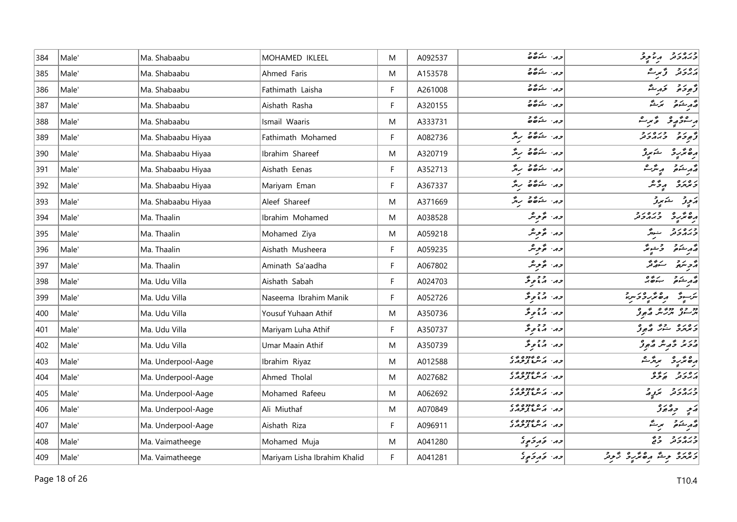| 384 | Male' | Ma. Shabaabu | MOHAMED IKLEEL | M | A092537 | މއ. ޝަބާބު | މުހައްމަދު އިކުލީލު |
|---|---|---|---|---|---|---|---|
| 385 | Male' | Ma. Shabaabu | Ahmed Faris | M | A153578 | މއ. ޝަބާބު | އަހުމަދު ފާރިސް |
| 386 | Male' | Ma. Shabaabu | Fathimath Laisha | F | A261008 | މއ. ޝަބާބު | ފާތިމަތު ލައިޝާ |
| 387 | Male' | Ma. Shabaabu | Aishath Rasha | F | A320155 | މއ. ޝަބާބު | އައިޝަތު ރަޝާ |
| 388 | Male' | Ma. Shabaabu | Ismail Waaris | M | A333731 | މއ. ޝަބާބު | އިސްމާއީލު ވާރިސް |
| 389 | Male' | Ma. Shabaabu Hiyaa | Fathimath Mohamed | F | A082736 | މއ. ޝަބާބު ހިޔާ | ފާތިމަތު މުހައްމަދު |
| 390 | Male' | Ma. Shabaabu Hiyaa | Ibrahim Shareef | M | A320719 | މއ. ޝަބާބު ހިޔާ | އިބްރާހީމް ޝަރީފް |
| 391 | Male' | Ma. Shabaabu Hiyaa | Aishath Eenas | F | A352713 | މއ. ޝަބާބު ހިޔާ | އައިޝަތު އީނާސް |
| 392 | Male' | Ma. Shabaabu Hiyaa | Mariyam Eman | F | A367337 | މއ. ޝަބާބު ހިޔާ | މަރިޔަމް އީމާން |
| 393 | Male' | Ma. Shabaabu Hiyaa | Aleef Shareef | M | A371669 | މއ. ޝަބާބު ހިޔާ | އަލީފް ޝަރީފް |
| 394 | Male' | Ma. Thaalin | Ibrahim Mohamed | M | A038528 | މއ. ތާލިން | އިބްރާހީމް މުހައްމަދު |
| 395 | Male' | Ma. Thaalin | Mohamed Ziya | M | A059218 | މއ. ތާލިން | މުހައްމަދު ޒިޔާ |
| 396 | Male' | Ma. Thaalin | Aishath Musheera | F | A059235 | މއ. ތާލިން | އައިޝަތު މުޝީރާ |
| 397 | Male' | Ma. Thaalin | Aminath Sa'aadha | F | A067802 | މއ. ތާލިން | އާމިނަތު ސަޢާދާ |
| 398 | Male' | Ma. Udu Villa | Aishath Sabah | F | A024703 | މއ. އުދުވިލާ | އައިޝަތު ސަބާހް |
| 399 | Male' | Ma. Udu Villa | Naseema Ibrahim Manik | F | A052726 | މއ. އުދުވިލާ | ނަސީމާ އިބްރާހީމްމަނިކު |
| 400 | Male' | Ma. Udu Villa | Yousuf Yuhaan Athif | M | A350736 | މއ. އުދުވިލާ | ޔޫސުފް ޔޫހާން އާތިފް |
| 401 | Male' | Ma. Udu Villa | Mariyam Luha Athif | F | A350737 | މއ. އުދުވިލާ | މަރިޔަމް ލުހާ އާތިފް |
| 402 | Male' | Ma. Udu Villa | Umar Maain Athif | M | A350739 | މއ. އުދުވިލާ | އުމަރު މާއިން އާތިފް |
| 403 | Male' | Ma. Underpool-Aage | Ibrahim Riyaz | M | A012588 | މއ. އަންޑަރޕޫލްއާގެ | އިބްރާހީމް ރިޔާޒް |
| 404 | Male' | Ma. Underpool-Aage | Ahmed Tholal | M | A027682 | މއ. އަންޑަރޕޫލްއާގެ | އަހުމަދު ޠޯލާލް |
| 405 | Male' | Ma. Underpool-Aage | Mohamed Rafeeu | M | A062692 | މއ. އަންޑަރޕޫލްއާގެ | މުހައްމަދު ރަފީއު |
| 406 | Male' | Ma. Underpool-Aage | Ali Miuthaf | M | A070849 | މއ. އަންޑަރޕޫލްއާގެ | އަލި މިއުތަފް |
| 407 | Male' | Ma. Underpool-Aage | Aishath Riza | F | A096911 | މއ. އަންޑަރޕޫލްއާގެ | އައިޝަތު ރިޟާ |
| 408 | Male' | Ma. Vaimatheege | Mohamed Muja | M | A041280 | މއ. ވައިމަތީގެ | މުހައްމަދު މުޖާ |
| 409 | Male' | Ma. Vaimatheege | Mariyam Lisha Ibrahim Khalid | F | A041281 | މއ. ވައިމަތީގެ | މަރިޔަމް ލިޝާ އިބްރާހީމް ޚާލިދު |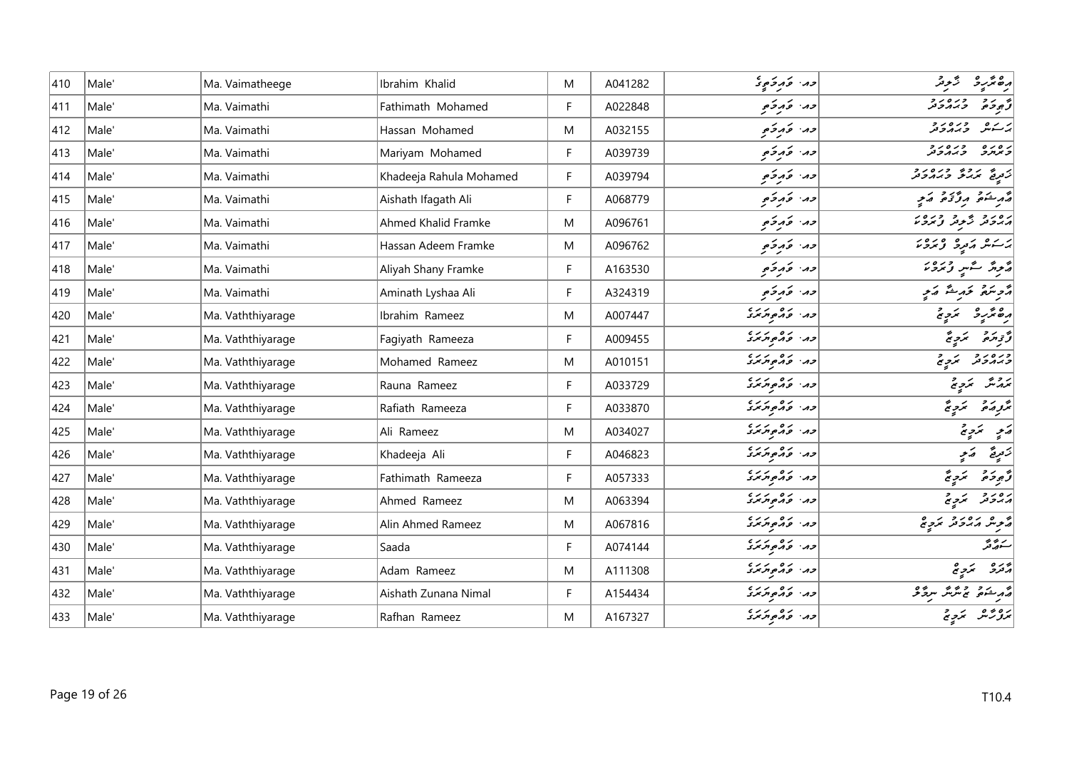| 410 | Male' | Ma. Vaimatheege | Ibrahim Khalid | M | A041282 | މއ. ވައިމަތީގެ | އިބްރާހީމް ޚާލިދު |
|---|---|---|---|---|---|---|---|
| 411 | Male' | Ma. Vaimathi | Fathimath Mohamed | F | A022848 | މއ. ވައިމަތި | ފާތިމަތު މުޙައްމަދު |
| 412 | Male' | Ma. Vaimathi | Hassan Mohamed | M | A032155 | މއ. ވައިމަތި | ޙަސަން މުޙައްމަދު |
| 413 | Male' | Ma. Vaimathi | Mariyam Mohamed | F | A039739 | މއ. ވައިމަތި | މަރިޔަމް މުޙައްމަދު |
| 414 | Male' | Ma. Vaimathi | Khadeeja Rahula Mohamed | F | A039794 | މއ. ވައިމަތި | ޚަދީޖާ ރަހުލާ މުޙައްމަދު |
| 415 | Male' | Ma. Vaimathi | Aishath Ifagath Ali | F | A068779 | މއ. ވައިމަތި | އާއިޝަތު އިފާގަތު ޢަލީ |
| 416 | Male' | Ma. Vaimathi | Ahmed Khalid Framke | M | A096761 | މއ. ވައިމަތި | އަޙްމަދު ޚާލިދު ފްރަމްކޭ |
| 417 | Male' | Ma. Vaimathi | Hassan Adeem Framke | M | A096762 | މއ. ވައިމަތި | ޙަސަން އަދީމް ފްރަމްކޭ |
| 418 | Male' | Ma. Vaimathi | Aliyah Shany Framke | F | A163530 | މއ. ވައިމަތި | އާލިޔާ ޝާނީ ފްރަމްކޭ |
| 419 | Male' | Ma. Vaimathi | Aminath Lyshaa Ali | F | A324319 | މއ. ވައިމަތި | އާމިނަތު ލައިޝާ ޢަލީ |
| 420 | Male' | Ma. Vaththiyarage | Ibrahim Rameez | M | A007447 | މއ. ވައްތިޔަރަގެ | އިބްރާހީމް ރަމީޒު |
| 421 | Male' | Ma. Vaththiyarage | Fagiyath Rameeza | F | A009455 | މއ. ވައްތިޔަރަގެ | ފާގިޔަތު ރަމީޒާ |
| 422 | Male' | Ma. Vaththiyarage | Mohamed Rameez | M | A010151 | މއ. ވައްތިޔަރަގެ | މުޙައްމަދު ރަމީޒު |
| 423 | Male' | Ma. Vaththiyarage | Rauna Rameez | F | A033729 | މއ. ވައްތިޔަރަގެ | ރައުނާ ރަމީޒު |
| 424 | Male' | Ma. Vaththiyarage | Rafiath Rameeza | F | A033870 | މއ. ވައްތިޔަރަގެ | ރާފިޢަތު ރަމީޒާ |
| 425 | Male' | Ma. Vaththiyarage | Ali Rameez | M | A034027 | މއ. ވައްތިޔަރަގެ | ޢަލީ ރަމީޒު |
| 426 | Male' | Ma. Vaththiyarage | Khadeeja Ali | F | A046823 | މއ. ވައްތިޔަރަގެ | ޚަދީޖާ ޢަލީ |
| 427 | Male' | Ma. Vaththiyarage | Fathimath Rameeza | F | A057333 | މއ. ވައްތިޔަރަގެ | ފާތިމަތު ރަމީޒާ |
| 428 | Male' | Ma. Vaththiyarage | Ahmed Rameez | M | A063394 | މއ. ވައްތިޔަރަގެ | އަޙްމަދު ރަމީޒު |
| 429 | Male' | Ma. Vaththiyarage | Alin Ahmed Rameez | M | A067816 | މއ. ވައްތިޔަރަގެ | އާލިން އަޙްމަދު ރަމީޒު |
| 430 | Male' | Ma. Vaththiyarage | Saada | F | A074144 | މއ. ވައްތިޔަރަގެ | ސަޢާދާ |
| 431 | Male' | Ma. Vaththiyarage | Adam Rameez | M | A111308 | މއ. ވައްތިޔަރަގެ | އާދަމް ރަމީޒު |
| 432 | Male' | Ma. Vaththiyarage | Aishath Zunana Nimal | F | A154434 | މއ. ވައްތިޔަރަގެ | އާއިޝަތު ޒުނާނާ ނިމާލް |
| 433 | Male' | Ma. Vaththiyarage | Rafhan Rameez | M | A167327 | މއ. ވައްތިޔަރަގެ | ރަފްހާން ރަމީޒު |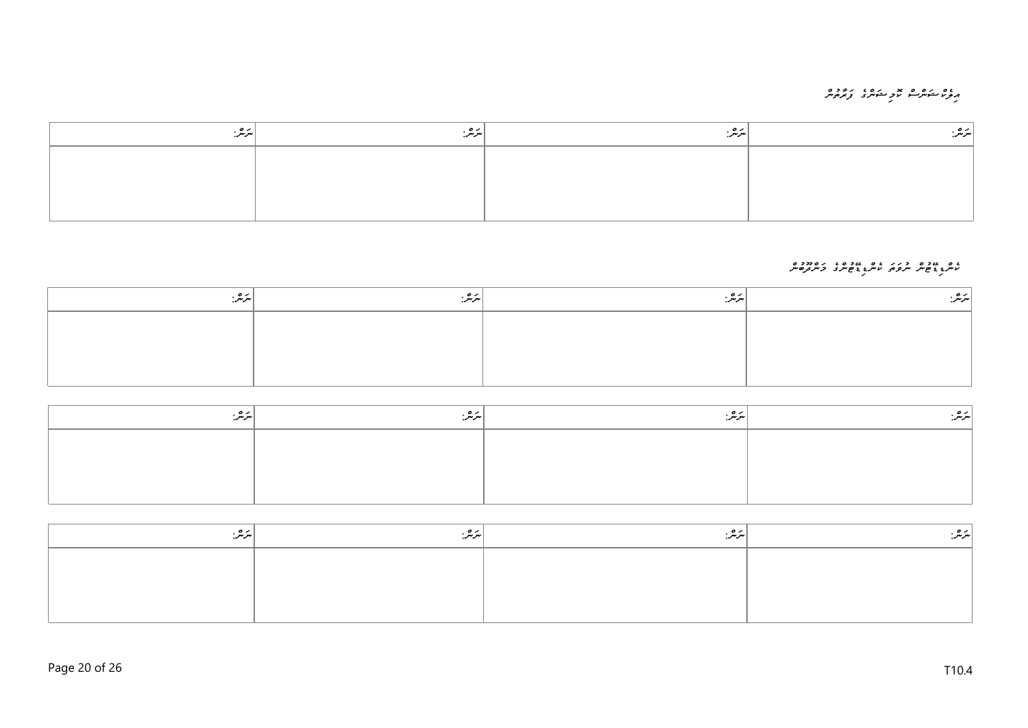# އިލެކްޝަންސް ކޮމިޝަންގެ ފަރާތުން

| ނަންބަރު: | ނަންބަރު: | ނަންބަރު: | ނަންބަރު: |
|---|---|---|---|
| | | | |

## ކެންޑިޑޭޓުން ނުވަތަ ކެންޑިޑޭޓުންގެ މަންދޫބުން

| ނަންބަރު: | ނަންބަރު: | ނަންބަރު: | ނަންބަރު: |
|---|---|---|---|
| | | | |

| ނަންބަރު: | ނަންބަރު: | ނަންބަރު: | ނަންބަރު: |
|---|---|---|---|
| | | | |

| ނަންބަރު: | ނަންބަރު: | ނަންބަރު: | ނަންބަރު: |
|---|---|---|---|
| | | | |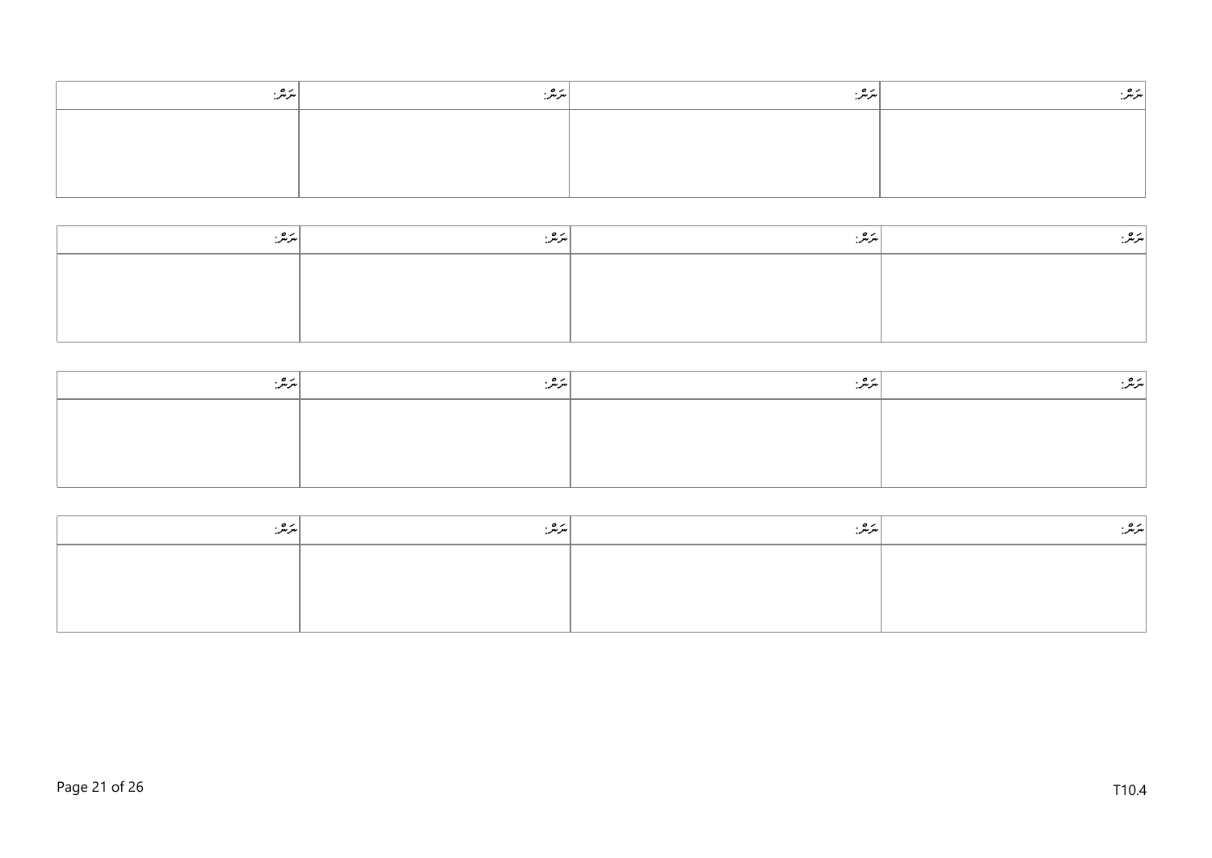| ޕަސް: | ޕަސް: | ޕަސް: | ޕަސް: |
| --- | --- | --- | --- |
| | | | |

| ޕަސް: | ޕަސް: | ޕަސް: | ޕަސް: |
| --- | --- | --- | --- |
| | | | |

| ޕަސް: | ޕަސް: | ޕަސް: | ޕަސް: |
| --- | --- | --- | --- |
| | | | |

| ޕަސް: | ޕަސް: | ޕަސް: | ޕަސް: |
| --- | --- | --- | --- |
| | | | |

T10.4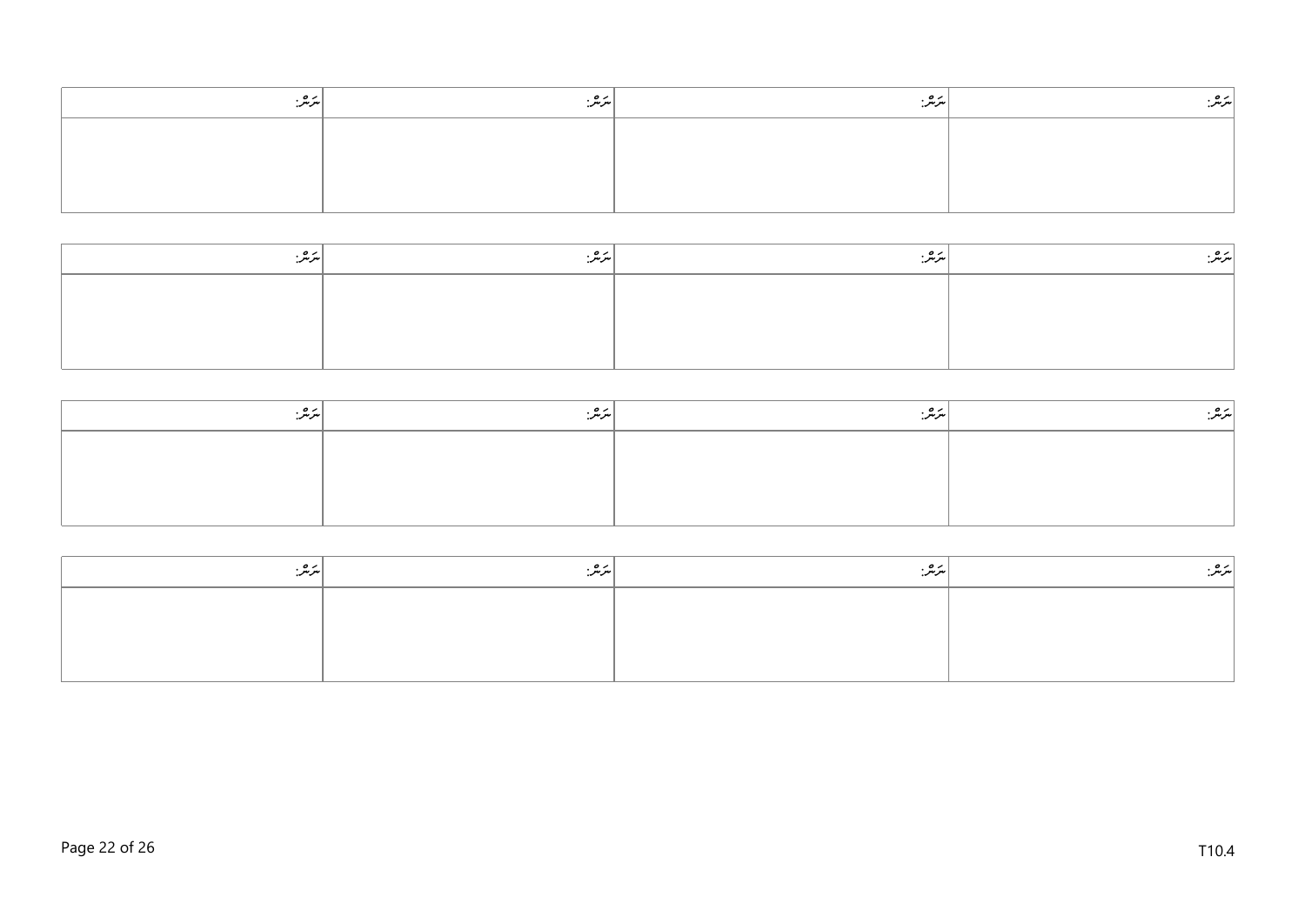| ނަރަބު: | ނަރަބު: | ނަރަބު: | ނަރަބު: |
| --- | --- | --- | --- |
| | | | |

| ނަރަބު: | ނަރަބު: | ނަރަބު: | ނަރަބު: |
| --- | --- | --- | --- |
| | | | |

| ނަރަބު: | ނަރަބު: | ނަރަބު: | ނަރަބު: |
| --- | --- | --- | --- |
| | | | |

| ނަރަބު: | ނަރަބު: | ނަރަބު: | ނަރަބު: |
| --- | --- | --- | --- |
| | | | |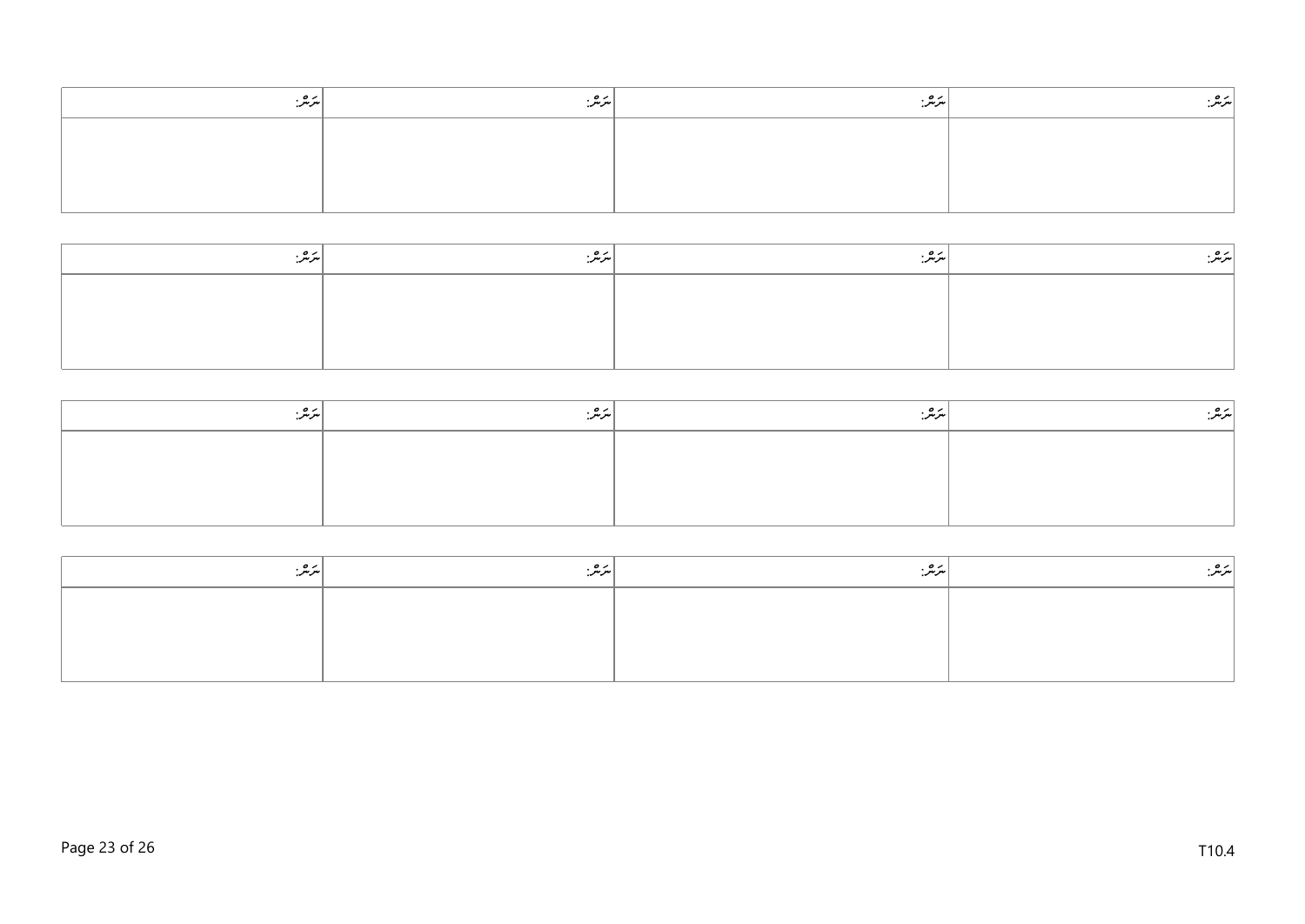| ނަރަҫ: | ނަރަҫ: | ނަރަҫ: | ނަރަҫ: |
| --- | --- | --- | --- |
| | | | |

| ނަރަҫ: | ނަރަҫ: | ނަރަҫ: | ނަރަҫ: |
| --- | --- | --- | --- |
| | | | |

| ނަރަҫ: | ނަރަҫ: | ނަރަҫ: | ނަރަҫ: |
| --- | --- | --- | --- |
| | | | |

| ނަރަҫ: | ނަރަҫ: | ނަރަҫ: | ނަރަҫ: |
| --- | --- | --- | --- |
| | | | |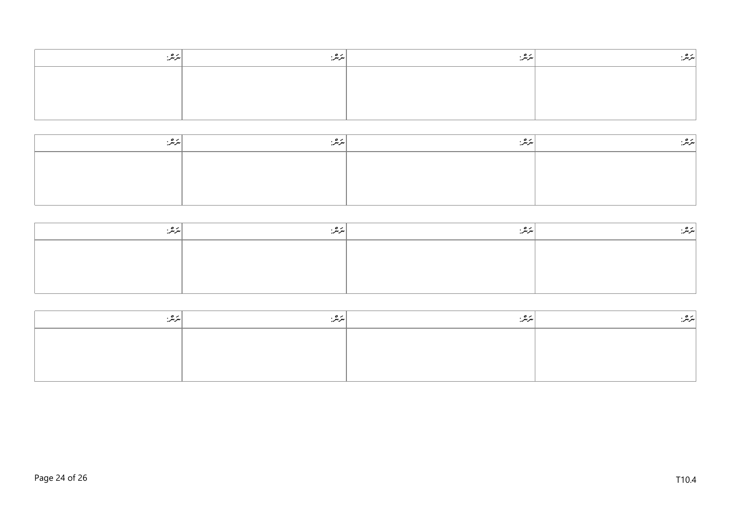| ނަރަދ: | ނަރަދ: | ނަރަދ: | ނަރަދ: |
|---|---|---|---|
| | | | |

| ނަރަދ: | ނަރަދ: | ނަރަދ: | ނަރަދ: |
|---|---|---|---|
| | | | |

| ނަރަދ: | ނަރަދ: | ނަރަދ: | ނަރަދ: |
|---|---|---|---|
| | | | |

| ނަރަދ: | ނަރަދ: | ނަރަދ: | ނަރަދ: |
|---|---|---|---|
| | | | |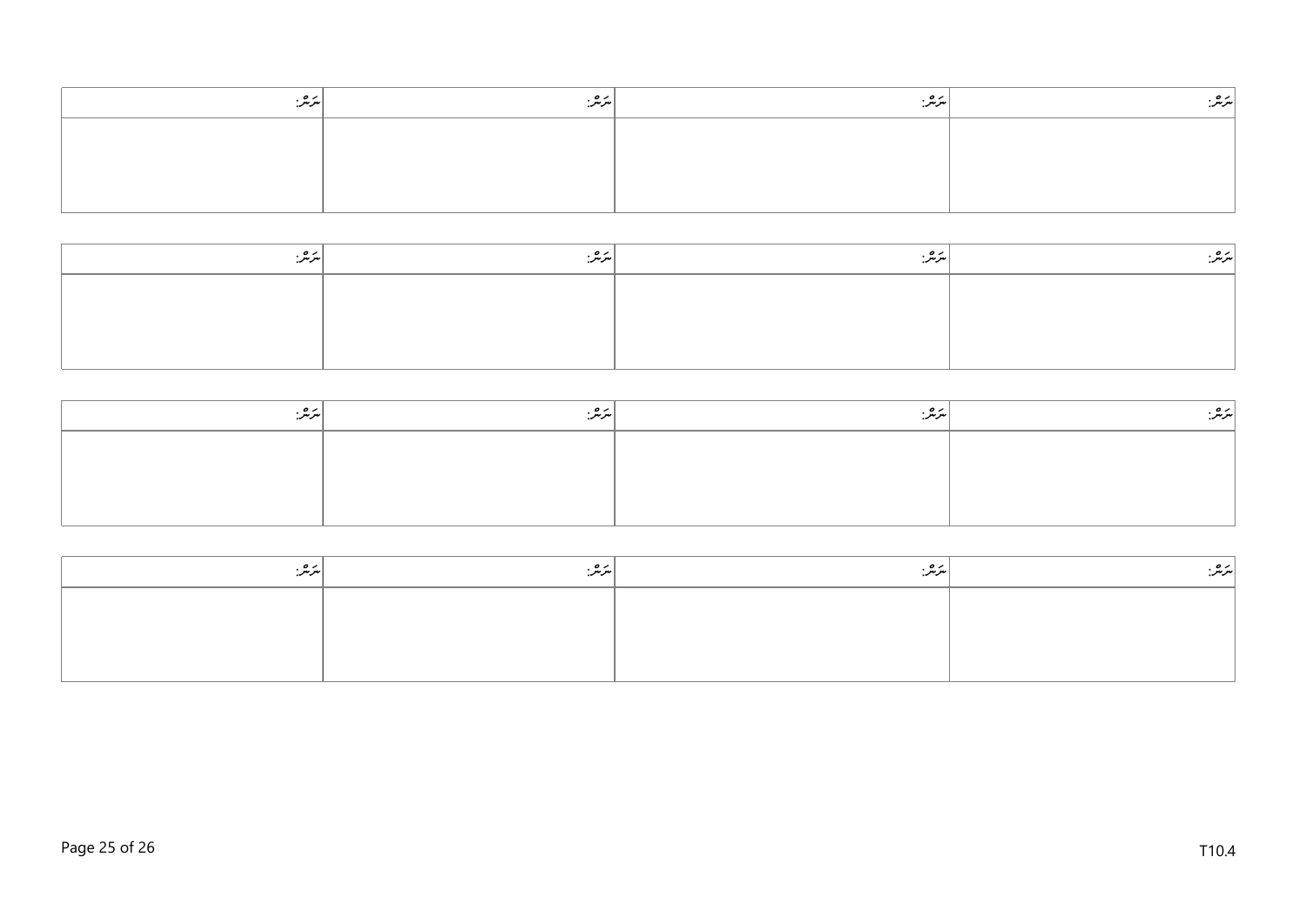| ނަރުދ: | ނަރުދ: | ނަރުދ: | ނަރުދ: |
| --- | --- | --- | --- |
| | | | |

| ނަރުދ: | ނަރުދ: | ނަރުދ: | ނަރުދ: |
| --- | --- | --- | --- |
| | | | |

| ނަރުދ: | ނަރުދ: | ނަރުދ: | ނަރުދ: |
| --- | --- | --- | --- |
| | | | |

| ނަރުދ: | ނަރުދ: | ނަރުދ: | ނަރުދ: |
| --- | --- | --- | --- |
| | | | |

T10.4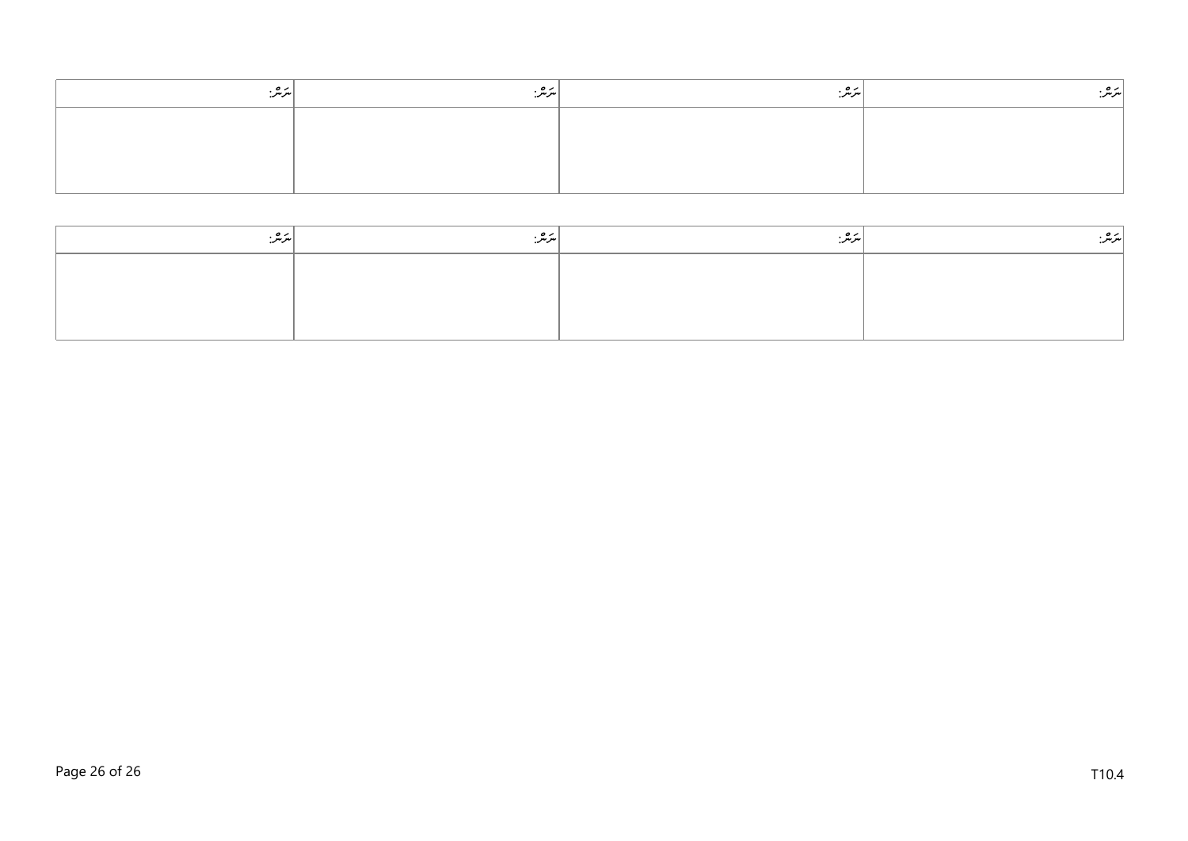| ނަރުތ: | ނަރުތ: | ނަރުތ: | ނަރުތ: |
| --- | --- | --- | --- |
| | | | |

| ނަރުތ: | ނަރުތ: | ނަރުތ: | ނަރުތ: |
| --- | --- | --- | --- |
| | | | |

T10.4